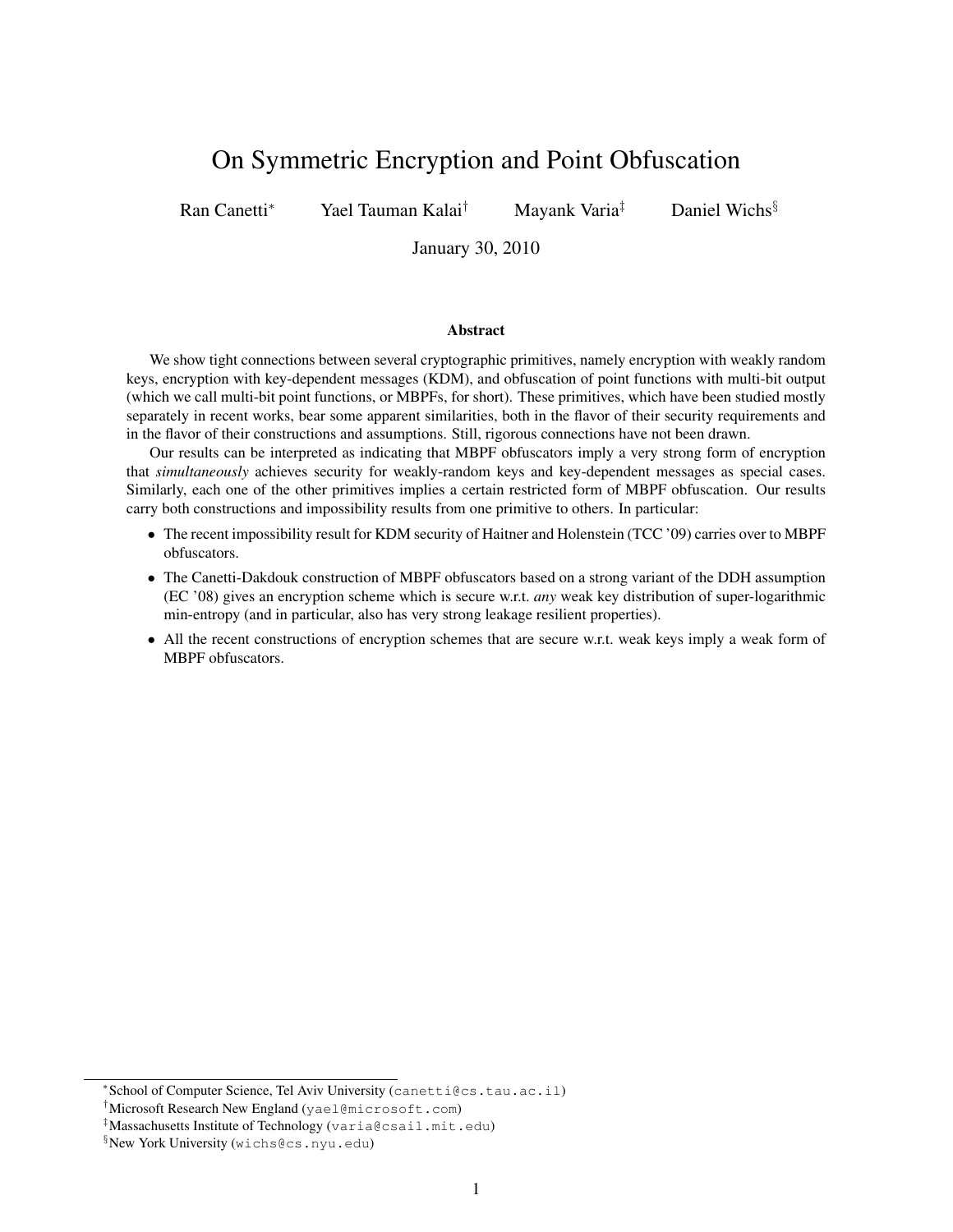# On Symmetric Encryption and Point Obfuscation

Ran Canetti[*] Yael Tauman Kalai[†] Mayank Varia[‡] Daniel Wichs[§]

January 30, 2010

## Abstract

We show tight connections between several cryptographic primitives, namely encryption with weakly random keys, encryption with key-dependent messages (KDM), and obfuscation of point functions with multi-bit output (which we call multi-bit point functions, or MBPFs, for short). These primitives, which have been studied mostly separately in recent works, bear some apparent similarities, both in the flavor of their security requirements and in the flavor of their constructions and assumptions. Still, rigorous connections have not been drawn.

Our results can be interpreted as indicating that MBPF obfuscators imply a very strong form of encryption that *simultaneously* achieves security for weakly-random keys and key-dependent messages as special cases. Similarly, each one of the other primitives implies a certain restricted form of MBPF obfuscation. Our results carry both constructions and impossibility results from one primitive to others. In particular:

- The recent impossibility result for KDM security of Haitner and Holenstein (TCC '09) carries over to MBPF obfuscators.
- The Canetti-Dakdouk construction of MBPF obfuscators based on a strong variant of the DDH assumption (EC '08) gives an encryption scheme which is secure w.r.t. *any* weak key distribution of super-logarithmic min-entropy (and in particular, also has very strong leakage resilient properties).
- All the recent constructions of encryption schemes that are secure w.r.t. weak keys imply a weak form of MBPF obfuscators.

---

[*] School of Computer Science, Tel Aviv University (canetti@cs.tau.ac.il)

[†] Microsoft Research New England (yael@microsoft.com)

[‡] Massachusetts Institute of Technology (varia@csail.mit.edu)

[§] New York University (wichs@cs.nyu.edu)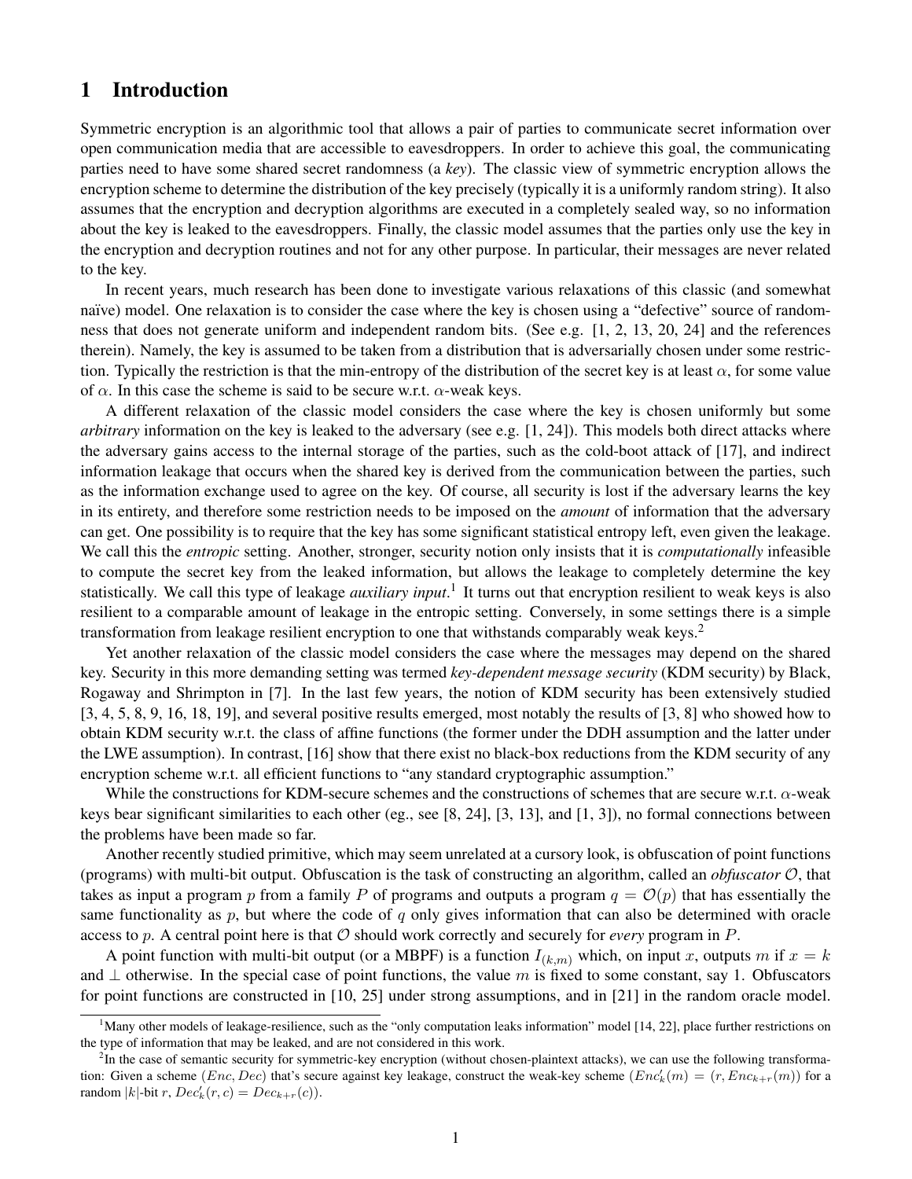# 1 Introduction

Symmetric encryption is an algorithmic tool that allows a pair of parties to communicate secret information over open communication media that are accessible to eavesdroppers. In order to achieve this goal, the communicating parties need to have some shared secret randomness (a *key*). The classic view of symmetric encryption allows the encryption scheme to determine the distribution of the key precisely (typically it is a uniformly random string). It also assumes that the encryption and decryption algorithms are executed in a completely sealed way, so no information about the key is leaked to the eavesdroppers. Finally, the classic model assumes that the parties only use the key in the encryption and decryption routines and not for any other purpose. In particular, their messages are never related to the key.

In recent years, much research has been done to investigate various relaxations of this classic (and somewhat naïve) model. One relaxation is to consider the case where the key is chosen using a "defective" source of randomness that does not generate uniform and independent random bits. (See e.g. [1, 2, 13, 20, 24] and the references therein). Namely, the key is assumed to be taken from a distribution that is adversarially chosen under some restriction. Typically the restriction is that the min-entropy of the distribution of the secret key is at least $\alpha$, for some value of $\alpha$. In this case the scheme is said to be secure w.r.t. $\alpha$-weak keys.

A different relaxation of the classic model considers the case where the key is chosen uniformly but some *arbitrary* information on the key is leaked to the adversary (see e.g. [1, 24]). This models both direct attacks where the adversary gains access to the internal storage of the parties, such as the cold-boot attack of [17], and indirect information leakage that occurs when the shared key is derived from the communication between the parties, such as the information exchange used to agree on the key. Of course, all security is lost if the adversary learns the key in its entirety, and therefore some restriction needs to be imposed on the *amount* of information that the adversary can get. One possibility is to require that the key has some significant statistical entropy left, even given the leakage. We call this the *entropic* setting. Another, stronger, security notion only insists that it is *computationally* infeasible to compute the secret key from the leaked information, but allows the leakage to completely determine the key statistically. We call this type of leakage *auxiliary input*.[1] It turns out that encryption resilient to weak keys is also resilient to a comparable amount of leakage in the entropic setting. Conversely, in some settings there is a simple transformation from leakage resilient encryption to one that withstands comparably weak keys.[2]

Yet another relaxation of the classic model considers the case where the messages may depend on the shared key. Security in this more demanding setting was termed *key-dependent message security* (KDM security) by Black, Rogaway and Shrimpton in [7]. In the last few years, the notion of KDM security has been extensively studied [3, 4, 5, 8, 9, 16, 18, 19], and several positive results emerged, most notably the results of [3, 8] who showed how to obtain KDM security w.r.t. the class of affine functions (the former under the DDH assumption and the latter under the LWE assumption). In contrast, [16] show that there exist no black-box reductions from the KDM security of any encryption scheme w.r.t. all efficient functions to "any standard cryptographic assumption."

While the constructions for KDM-secure schemes and the constructions of schemes that are secure w.r.t. $\alpha$-weak keys bear significant similarities to each other (eg., see [8, 24], [3, 13], and [1, 3]), no formal connections between the problems have been made so far.

Another recently studied primitive, which may seem unrelated at a cursory look, is obfuscation of point functions (programs) with multi-bit output. Obfuscation is the task of constructing an algorithm, called an *obfuscator* $\mathcal{O}$, that takes as input a program $p$ from a family $P$ of programs and outputs a program $q = \mathcal{O}(p)$ that has essentially the same functionality as $p$, but where the code of $q$ only gives information that can also be determined with oracle access to $p$. A central point here is that $\mathcal{O}$ should work correctly and securely for *every* program in $P$.

A point function with multi-bit output (or a MBPF) is a function $I_{(k,m)}$ which, on input $x$, outputs $m$ if $x = k$ and $\perp$ otherwise. In the special case of point functions, the value $m$ is fixed to some constant, say 1. Obfuscators for point functions are constructed in [10, 25] under strong assumptions, and in [21] in the random oracle model.

[1] Many other models of leakage-resilience, such as the "only computation leaks information" model [14, 22], place further restrictions on the type of information that may be leaked, and are not considered in this work.

[2] In the case of semantic security for symmetric-key encryption (without chosen-plaintext attacks), we can use the following transformation: Given a scheme $(Enc, Dec)$ that's secure against key leakage, construct the weak-key scheme $(Enc'_k(m) = (r, Enc_{k+r}(m))$ for a random $|k|$-bit $r$, $Dec'_k(r, c) = Dec_{k+r}(c)$).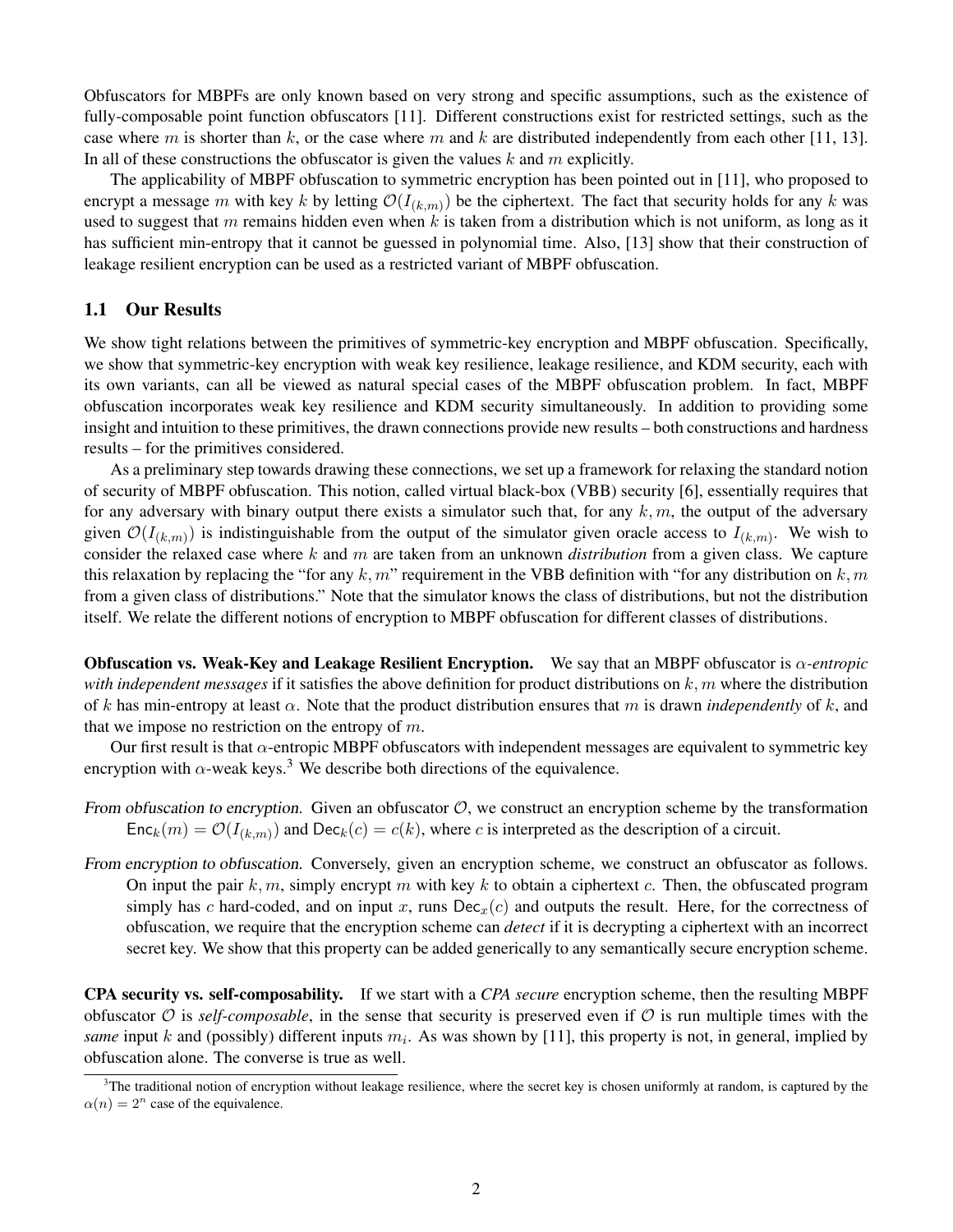Obfuscators for MBPFs are only known based on very strong and specific assumptions, such as the existence of fully-composable point function obfuscators [11]. Different constructions exist for restricted settings, such as the case where $m$ is shorter than $k$, or the case where $m$ and $k$ are distributed independently from each other [11, 13]. In all of these constructions the obfuscator is given the values $k$ and $m$ explicitly.

The applicability of MBPF obfuscation to symmetric encryption has been pointed out in [11], who proposed to encrypt a message $m$ with key $k$ by letting $\mathcal{O}(I_{(k,m)})$ be the ciphertext. The fact that security holds for any $k$ was used to suggest that $m$ remains hidden even when $k$ is taken from a distribution which is not uniform, as long as it has sufficient min-entropy that it cannot be guessed in polynomial time. Also, [13] show that their construction of leakage resilient encryption can be used as a restricted variant of MBPF obfuscation.

## 1.1 Our Results

We show tight relations between the primitives of symmetric-key encryption and MBPF obfuscation. Specifically, we show that symmetric-key encryption with weak key resilience, leakage resilience, and KDM security, each with its own variants, can all be viewed as natural special cases of the MBPF obfuscation problem. In fact, MBPF obfuscation incorporates weak key resilience and KDM security simultaneously. In addition to providing some insight and intuition to these primitives, the drawn connections provide new results – both constructions and hardness results – for the primitives considered.

As a preliminary step towards drawing these connections, we set up a framework for relaxing the standard notion of security of MBPF obfuscation. This notion, called virtual black-box (VBB) security [6], essentially requires that for any adversary with binary output there exists a simulator such that, for any $k, m$, the output of the adversary given $\mathcal{O}(I_{(k,m)})$ is indistinguishable from the output of the simulator given oracle access to $I_{(k,m)}$. We wish to consider the relaxed case where $k$ and $m$ are taken from an unknown *distribution* from a given class. We capture this relaxation by replacing the "for any $k, m$" requirement in the VBB definition with "for any distribution on $k, m$ from a given class of distributions." Note that the simulator knows the class of distributions, but not the distribution itself. We relate the different notions of encryption to MBPF obfuscation for different classes of distributions.

**Obfuscation vs. Weak-Key and Leakage Resilient Encryption.** We say that an MBPF obfuscator is *$\alpha$-entropic with independent messages* if it satisfies the above definition for product distributions on $k, m$ where the distribution of $k$ has min-entropy at least $\alpha$. Note that the product distribution ensures that $m$ is drawn *independently* of $k$, and that we impose no restriction on the entropy of $m$.

Our first result is that $\alpha$-entropic MBPF obfuscators with independent messages are equivalent to symmetric key encryption with $\alpha$-weak keys.[3] We describe both directions of the equivalence.

*From obfuscation to encryption.* Given an obfuscator $\mathcal{O}$, we construct an encryption scheme by the transformation $\mathsf{Enc}_k(m) = \mathcal{O}(I_{(k,m)})$ and $\mathsf{Dec}_k(c) = c(k)$, where $c$ is interpreted as the description of a circuit.

*From encryption to obfuscation.* Conversely, given an encryption scheme, we construct an obfuscator as follows. On input the pair $k, m$, simply encrypt $m$ with key $k$ to obtain a ciphertext $c$. Then, the obfuscated program simply has $c$ hard-coded, and on input $x$, runs $\mathsf{Dec}_x(c)$ and outputs the result. Here, for the correctness of obfuscation, we require that the encryption scheme can *detect* if it is decrypting a ciphertext with an incorrect secret key. We show that this property can be added generically to any semantically secure encryption scheme.

**CPA security vs. self-composability.** If we start with a *CPA secure* encryption scheme, then the resulting MBPF obfuscator $\mathcal{O}$ is *self-composable*, in the sense that security is preserved even if $\mathcal{O}$ is run multiple times with the *same* input $k$ and (possibly) different inputs $m_i$. As was shown by [11], this property is not, in general, implied by obfuscation alone. The converse is true as well.

[3] The traditional notion of encryption without leakage resilience, where the secret key is chosen uniformly at random, is captured by the $\alpha(n) = 2^n$ case of the equivalence.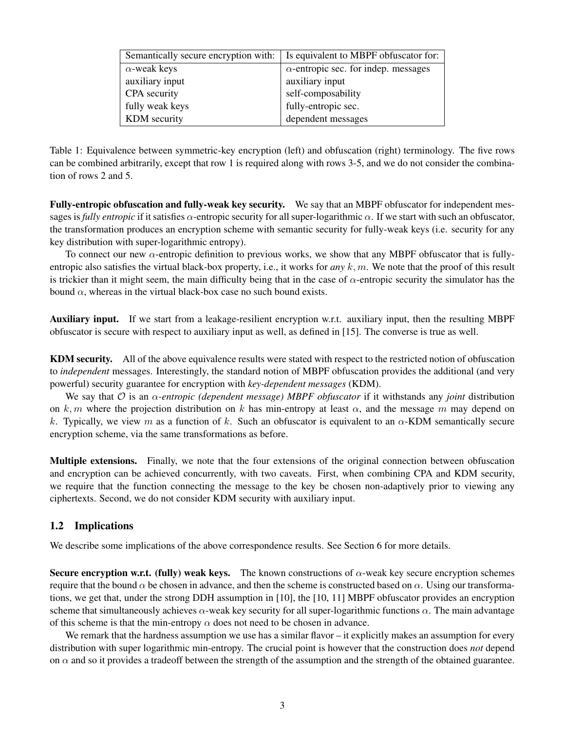| Semantically secure encryption with: | Is equivalent to MBPF obfuscator for: |
|---|---|
| $\alpha$-weak keys | $\alpha$-entropic sec. for indep. messages |
| auxiliary input | auxiliary input |
| CPA security | self-composability |
| fully weak keys | fully-entropic sec. |
| KDM security | dependent messages |

Table 1: Equivalence between symmetric-key encryption (left) and obfuscation (right) terminology. The five rows can be combined arbitrarily, except that row 1 is required along with rows 3-5, and we do not consider the combination of rows 2 and 5.

**Fully-entropic obfuscation and fully-weak key security.** We say that an MBPF obfuscator for independent messages is *fully entropic* if it satisfies $\alpha$-entropic security for all super-logarithmic $\alpha$. If we start with such an obfuscator, the transformation produces an encryption scheme with semantic security for fully-weak keys (i.e. security for any key distribution with super-logarithmic entropy).

To connect our new $\alpha$-entropic definition to previous works, we show that any MBPF obfuscator that is fully-entropic also satisfies the virtual black-box property, i.e., it works for *any* $k, m$. We note that the proof of this result is trickier than it might seem, the main difficulty being that in the case of $\alpha$-entropic security the simulator has the bound $\alpha$, whereas in the virtual black-box case no such bound exists.

**Auxiliary input.** If we start from a leakage-resilient encryption w.r.t. auxiliary input, then the resulting MBPF obfuscator is secure with respect to auxiliary input as well, as defined in [15]. The converse is true as well.

**KDM security.** All of the above equivalence results were stated with respect to the restricted notion of obfuscation to *independent* messages. Interestingly, the standard notion of MBPF obfuscation provides the additional (and very powerful) security guarantee for encryption with *key-dependent messages* (KDM).

We say that $\mathcal{O}$ is an *$\alpha$-entropic (dependent message) MBPF obfuscator* if it withstands any *joint* distribution on $k, m$ where the projection distribution on $k$ has min-entropy at least $\alpha$, and the message $m$ may depend on $k$. Typically, we view $m$ as a function of $k$. Such an obfuscator is equivalent to an $\alpha$-KDM semantically secure encryption scheme, via the same transformations as before.

**Multiple extensions.** Finally, we note that the four extensions of the original connection between obfuscation and encryption can be achieved concurrently, with two caveats. First, when combining CPA and KDM security, we require that the function connecting the message to the key be chosen non-adaptively prior to viewing any ciphertexts. Second, we do not consider KDM security with auxiliary input.

### 1.2 Implications

We describe some implications of the above correspondence results. See Section 6 for more details.

**Secure encryption w.r.t. (fully) weak keys.** The known constructions of $\alpha$-weak key secure encryption schemes require that the bound $\alpha$ be chosen in advance, and then the scheme is constructed based on $\alpha$. Using our transformations, we get that, under the strong DDH assumption in [10], the [10, 11] MBPF obfuscator provides an encryption scheme that simultaneously achieves $\alpha$-weak key security for all super-logarithmic functions $\alpha$. The main advantage of this scheme is that the min-entropy $\alpha$ does not need to be chosen in advance.

We remark that the hardness assumption we use has a similar flavor – it explicitly makes an assumption for every distribution with super logarithmic min-entropy. The crucial point is however that the construction does *not* depend on $\alpha$ and so it provides a tradeoff between the strength of the assumption and the strength of the obtained guarantee.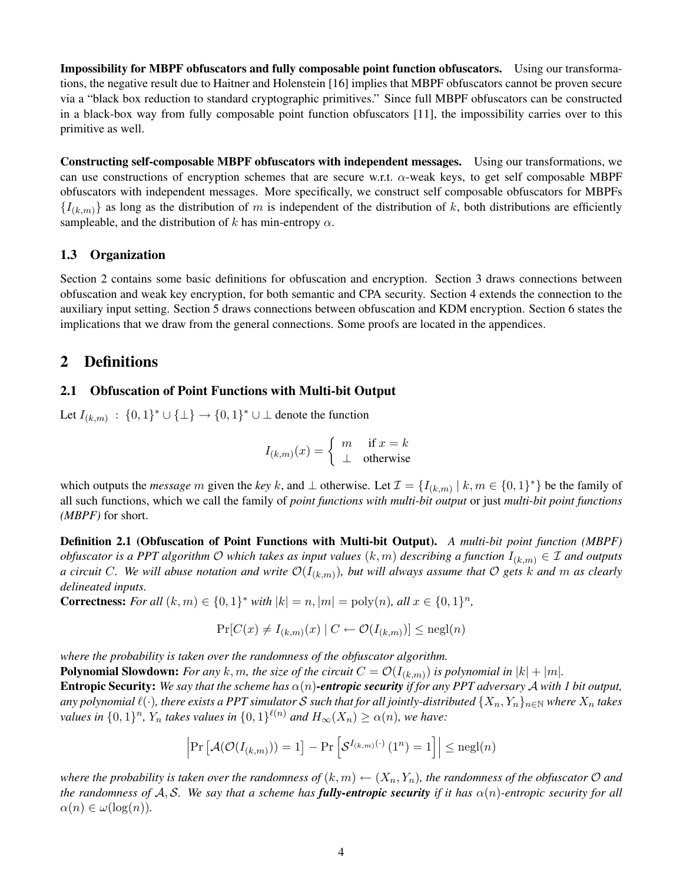**Impossibility for MBPF obfuscators and fully composable point function obfuscators.** Using our transformations, the negative result due to Haitner and Holenstein [16] implies that MBPF obfuscators cannot be proven secure via a "black box reduction to standard cryptographic primitives." Since full MBPF obfuscators can be constructed in a black-box way from fully composable point function obfuscators [11], the impossibility carries over to this primitive as well.

**Constructing self-composable MBPF obfuscators with independent messages.** Using our transformations, we can use constructions of encryption schemes that are secure w.r.t. $\alpha$-weak keys, to get self composable MBPF obfuscators with independent messages. More specifically, we construct self composable obfuscators for MBPFs $\{I_{(k,m)}\}$ as long as the distribution of $m$ is independent of the distribution of $k$, both distributions are efficiently sampleable, and the distribution of $k$ has min-entropy $\alpha$.

### 1.3 Organization

Section 2 contains some basic definitions for obfuscation and encryption. Section 3 draws connections between obfuscation and weak key encryption, for both semantic and CPA security. Section 4 extends the connection to the auxiliary input setting. Section 5 draws connections between obfuscation and KDM encryption. Section 6 states the implications that we draw from the general connections. Some proofs are located in the appendices.

## 2 Definitions

### 2.1 Obfuscation of Point Functions with Multi-bit Output

Let $I_{(k,m)} : \{0,1\}^* \cup \{\perp\} \to \{0,1\}^* \cup \perp$ denote the function

$$I_{(k,m)}(x) = \begin{cases} m & \text{if } x = k \\ \perp & \text{otherwise} \end{cases}$$

which outputs the *message* $m$ given the *key* $k$, and $\perp$ otherwise. Let $\mathcal{I} = \{I_{(k,m)} \mid k, m \in \{0,1\}^*\}$ be the family of all such functions, which we call the family of *point functions with multi-bit output* or just *multi-bit point functions (MBPF)* for short.

**Definition 2.1 (Obfuscation of Point Functions with Multi-bit Output).** *A multi-bit point function (MBPF) obfuscator is a PPT algorithm $\mathcal{O}$ which takes as input values $(k, m)$ describing a function $I_{(k,m)} \in \mathcal{I}$ and outputs a circuit $C$. We will abuse notation and write $\mathcal{O}(I_{(k,m)})$, but will always assume that $\mathcal{O}$ gets $k$ and $m$ as clearly delineated inputs.*

**Correctness:** *For all $(k, m) \in \{0,1\}^*$ with $|k| = n, |m| = \text{poly}(n)$, all $x \in \{0,1\}^n$,*

$$\Pr[C(x) \neq I_{(k,m)}(x) \mid C \leftarrow \mathcal{O}(I_{(k,m)})] \leq \text{negl}(n)$$

*where the probability is taken over the randomness of the obfuscator algorithm.*

**Polynomial Slowdown:** *For any $k, m$, the size of the circuit $C = \mathcal{O}(I_{(k,m)})$ is polynomial in $|k| + |m|$.*

**Entropic Security:** *We say that the scheme has $\alpha(n)$-**entropic security** if for any PPT adversary $\mathcal{A}$ with 1 bit output, any polynomial $\ell(\cdot)$, there exists a PPT simulator $\mathcal{S}$ such that for all jointly-distributed $\{X_n, Y_n\}_{n \in \mathbb{N}}$ where $X_n$ takes values in $\{0,1\}^n$, $Y_n$ takes values in $\{0,1\}^{\ell(n)}$ and $H_\infty(X_n) \geq \alpha(n)$, we have:*

$$\left| \Pr\left[\mathcal{A}(\mathcal{O}(I_{(k,m)})) = 1\right] - \Pr\left[\mathcal{S}^{I_{(k,m)}(\cdot)}(1^n) = 1\right] \right| \leq \text{negl}(n)$$

*where the probability is taken over the randomness of $(k, m) \leftarrow (X_n, Y_n)$, the randomness of the obfuscator $\mathcal{O}$ and the randomness of $\mathcal{A}, \mathcal{S}$. We say that a scheme has **fully-entropic security** if it has $\alpha(n)$-entropic security for all $\alpha(n) \in \omega(\log(n))$.*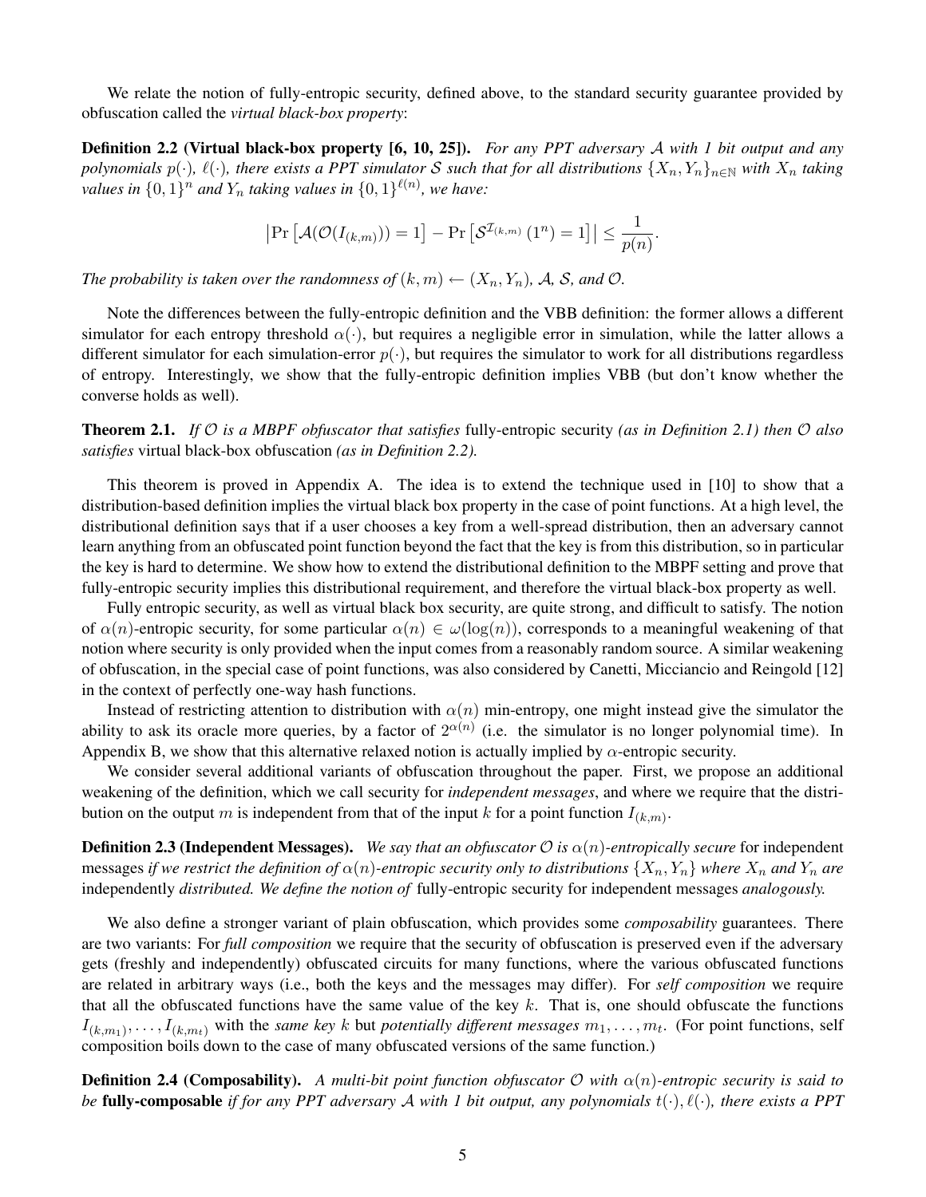We relate the notion of fully-entropic security, defined above, to the standard security guarantee provided by obfuscation called the *virtual black-box property*:

**Definition 2.2 (Virtual black-box property [6, 10, 25]).** *For any PPT adversary $\mathcal{A}$ with 1 bit output and any polynomials $p(\cdot)$, $\ell(\cdot)$, there exists a PPT simulator $\mathcal{S}$ such that for all distributions $\{X_n, Y_n\}_{n\in\mathbb{N}}$ with $X_n$ taking values in $\{0,1\}^n$ and $Y_n$ taking values in $\{0,1\}^{\ell(n)}$, we have:*

$$\left|\Pr\left[\mathcal{A}(\mathcal{O}(I_{(k,m)}))=1\right]-\Pr\left[\mathcal{S}^{\mathcal{I}_{(k,m)}}(1^n)=1\right]\right|\leq\frac{1}{p(n)}.$$

*The probability is taken over the randomness of $(k,m)\leftarrow(X_n,Y_n)$, $\mathcal{A}$, $\mathcal{S}$, and $\mathcal{O}$.*

Note the differences between the fully-entropic definition and the VBB definition: the former allows a different simulator for each entropy threshold $\alpha(\cdot)$, but requires a negligible error in simulation, while the latter allows a different simulator for each simulation-error $p(\cdot)$, but requires the simulator to work for all distributions regardless of entropy. Interestingly, we show that the fully-entropic definition implies VBB (but don't know whether the converse holds as well).

**Theorem 2.1.** *If $\mathcal{O}$ is a MBPF obfuscator that satisfies* fully-entropic security *(as in Definition 2.1) then $\mathcal{O}$ also satisfies* virtual black-box obfuscation *(as in Definition 2.2).*

This theorem is proved in Appendix A. The idea is to extend the technique used in [10] to show that a distribution-based definition implies the virtual black box property in the case of point functions. At a high level, the distributional definition says that if a user chooses a key from a well-spread distribution, then an adversary cannot learn anything from an obfuscated point function beyond the fact that the key is from this distribution, so in particular the key is hard to determine. We show how to extend the distributional definition to the MBPF setting and prove that fully-entropic security implies this distributional requirement, and therefore the virtual black-box property as well.

Fully entropic security, as well as virtual black box security, are quite strong, and difficult to satisfy. The notion of $\alpha(n)$-entropic security, for some particular $\alpha(n)\in\omega(\log(n))$, corresponds to a meaningful weakening of that notion where security is only provided when the input comes from a reasonably random source. A similar weakening of obfuscation, in the special case of point functions, was also considered by Canetti, Micciancio and Reingold [12] in the context of perfectly one-way hash functions.

Instead of restricting attention to distribution with $\alpha(n)$ min-entropy, one might instead give the simulator the ability to ask its oracle more queries, by a factor of $2^{\alpha(n)}$ (i.e. the simulator is no longer polynomial time). In Appendix B, we show that this alternative relaxed notion is actually implied by $\alpha$-entropic security.

We consider several additional variants of obfuscation throughout the paper. First, we propose an additional weakening of the definition, which we call security for *independent messages*, and where we require that the distribution on the output $m$ is independent from that of the input $k$ for a point function $I_{(k,m)}$.

**Definition 2.3 (Independent Messages).** *We say that an obfuscator $\mathcal{O}$ is $\alpha(n)$-entropically secure* for independent messages *if we restrict the definition of $\alpha(n)$-entropic security only to distributions $\{X_n, Y_n\}$ where $X_n$ and $Y_n$ are* independently *distributed. We define the notion of* fully-entropic security for independent messages *analogously.*

We also define a stronger variant of plain obfuscation, which provides some *composability* guarantees. There are two variants: For *full composition* we require that the security of obfuscation is preserved even if the adversary gets (freshly and independently) obfuscated circuits for many functions, where the various obfuscated functions are related in arbitrary ways (i.e., both the keys and the messages may differ). For *self composition* we require that all the obfuscated functions have the same value of the key $k$. That is, one should obfuscate the functions $I_{(k,m_1)},\ldots,I_{(k,m_t)}$ with the *same key* $k$ but *potentially different messages* $m_1,\ldots,m_t$. (For point functions, self composition boils down to the case of many obfuscated versions of the same function.)

**Definition 2.4 (Composability).** *A multi-bit point function obfuscator $\mathcal{O}$ with $\alpha(n)$-entropic security is said to be* **fully-composable** *if for any PPT adversary $\mathcal{A}$ with 1 bit output, any polynomials $t(\cdot)$, $\ell(\cdot)$, there exists a PPT*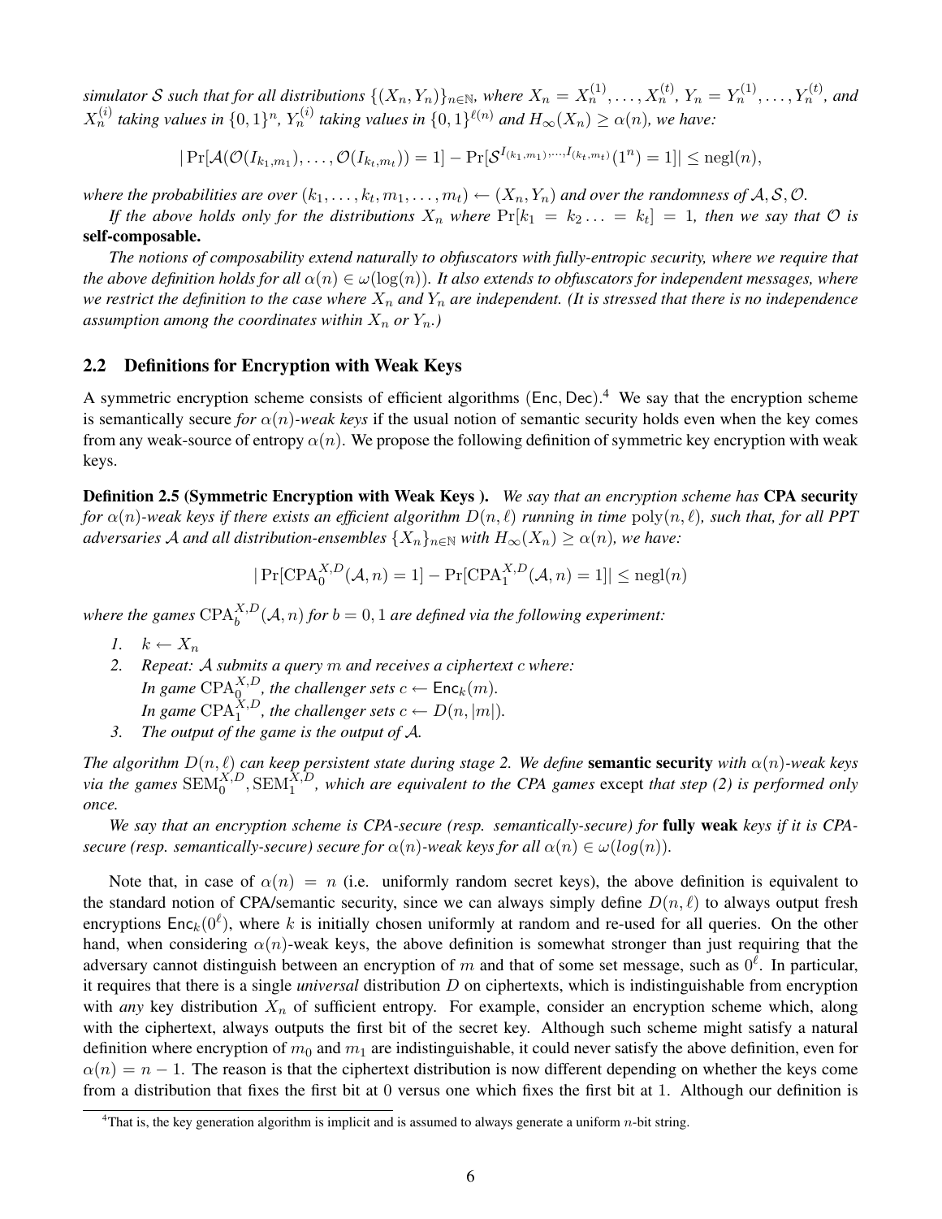*simulator $\mathcal{S}$ such that for all distributions $\{(X_n, Y_n)\}_{n\in\mathbb{N}}$, where $X_n = X_n^{(1)}, \ldots, X_n^{(t)}$, $Y_n = Y_n^{(1)}, \ldots, Y_n^{(t)}$, and $X_n^{(i)}$ taking values in $\{0,1\}^n$, $Y_n^{(i)}$ taking values in $\{0,1\}^{\ell(n)}$ and $H_\infty(X_n) \geq \alpha(n)$, we have:*

$$|\Pr[\mathcal{A}(\mathcal{O}(I_{k_1,m_1}), \ldots, \mathcal{O}(I_{k_t,m_t})) = 1] - \Pr[\mathcal{S}^{I_{(k_1,m_1)},\ldots,I_{(k_t,m_t)}}(1^n) = 1]| \leq \mathrm{negl}(n),$$

*where the probabilities are over $(k_1, \ldots, k_t, m_1, \ldots, m_t) \leftarrow (X_n, Y_n)$ and over the randomness of $\mathcal{A}, \mathcal{S}, \mathcal{O}$.*

*If the above holds only for the distributions $X_n$ where $\Pr[k_1 = k_2 \ldots = k_t] = 1$, then we say that $\mathcal{O}$ is* **self-composable.**

*The notions of composability extend naturally to obfuscators with fully-entropic security, where we require that the above definition holds for all $\alpha(n) \in \omega(\log(n))$. It also extends to obfuscators for independent messages, where we restrict the definition to the case where $X_n$ and $Y_n$ are independent. (It is stressed that there is no independence assumption among the coordinates within $X_n$ or $Y_n$.)*

## 2.2 Definitions for Encryption with Weak Keys

A symmetric encryption scheme consists of efficient algorithms (Enc, Dec).[4] We say that the encryption scheme is semantically secure *for $\alpha(n)$-weak keys* if the usual notion of semantic security holds even when the key comes from any weak-source of entropy $\alpha(n)$. We propose the following definition of symmetric key encryption with weak keys.

**Definition 2.5 (Symmetric Encryption with Weak Keys ).** *We say that an encryption scheme has* **CPA security** *for $\alpha(n)$-weak keys if there exists an efficient algorithm $D(n,\ell)$ running in time $\mathrm{poly}(n,\ell)$, such that, for all PPT adversaries $\mathcal{A}$ and all distribution-ensembles $\{X_n\}_{n\in\mathbb{N}}$ with $H_\infty(X_n) \geq \alpha(n)$, we have:*

$$|\Pr[\mathrm{CPA}_0^{X,D}(\mathcal{A}, n) = 1] - \Pr[\mathrm{CPA}_1^{X,D}(\mathcal{A}, n) = 1]| \leq \mathrm{negl}(n)$$

*where the games $\mathrm{CPA}_b^{X,D}(\mathcal{A}, n)$ for $b = 0, 1$ are defined via the following experiment:*

1. $k \leftarrow X_n$
2. *Repeat: $\mathcal{A}$ submits a query $m$ and receives a ciphertext $c$ where:*
   *In game $\mathrm{CPA}_0^{X,D}$, the challenger sets $c \leftarrow \mathsf{Enc}_k(m)$.*
   *In game $\mathrm{CPA}_1^{X,D}$, the challenger sets $c \leftarrow D(n, |m|)$.*
3. *The output of the game is the output of $\mathcal{A}$.*

*The algorithm $D(n,\ell)$ can keep persistent state during stage 2. We define* **semantic security** *with $\alpha(n)$-weak keys via the games $\mathrm{SEM}_0^{X,D}, \mathrm{SEM}_1^{X,D}$, which are equivalent to the CPA games* except *that step (2) is performed only once.*

*We say that an encryption scheme is CPA-secure (resp. semantically-secure) for* **fully weak** *keys if it is CPA-secure (resp. semantically-secure) secure for $\alpha(n)$-weak keys for all $\alpha(n) \in \omega(log(n))$.*

Note that, in case of $\alpha(n) = n$ (i.e. uniformly random secret keys), the above definition is equivalent to the standard notion of CPA/semantic security, since we can always simply define $D(n,\ell)$ to always output fresh encryptions $\mathsf{Enc}_k(0^\ell)$, where $k$ is initially chosen uniformly at random and re-used for all queries. On the other hand, when considering $\alpha(n)$-weak keys, the above definition is somewhat stronger than just requiring that the adversary cannot distinguish between an encryption of $m$ and that of some set message, such as $0^\ell$. In particular, it requires that there is a single *universal* distribution $D$ on ciphertexts, which is indistinguishable from encryption with *any* key distribution $X_n$ of sufficient entropy. For example, consider an encryption scheme which, along with the ciphertext, always outputs the first bit of the secret key. Although such scheme might satisfy a natural definition where encryption of $m_0$ and $m_1$ are indistinguishable, it could never satisfy the above definition, even for $\alpha(n) = n - 1$. The reason is that the ciphertext distribution is now different depending on whether the keys come from a distribution that fixes the first bit at 0 versus one which fixes the first bit at 1. Although our definition is

[4] That is, the key generation algorithm is implicit and is assumed to always generate a uniform $n$-bit string.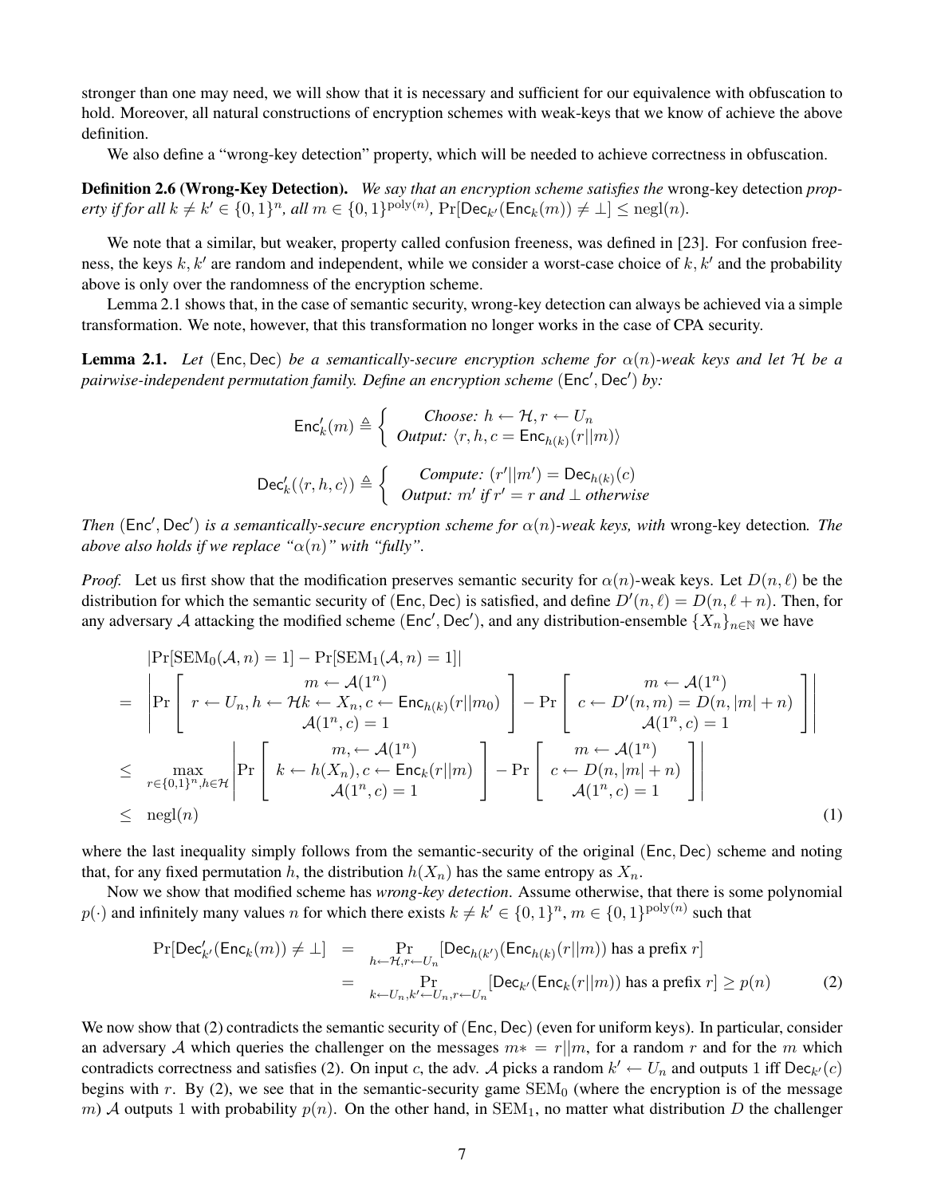stronger than one may need, we will show that it is necessary and sufficient for our equivalence with obfuscation to hold. Moreover, all natural constructions of encryption schemes with weak-keys that we know of achieve the above definition.

We also define a "wrong-key detection" property, which will be needed to achieve correctness in obfuscation.

**Definition 2.6 (Wrong-Key Detection).** *We say that an encryption scheme satisfies the* wrong-key detection *property if for all $k \neq k' \in \{0,1\}^n$, all $m \in \{0,1\}^{\mathrm{poly}(n)}$, $\Pr[\mathsf{Dec}_{k'}(\mathsf{Enc}_k(m)) \neq \perp] \leq \mathrm{negl}(n)$.*

We note that a similar, but weaker, property called confusion freeness, was defined in [23]. For confusion freeness, the keys $k, k'$ are random and independent, while we consider a worst-case choice of $k, k'$ and the probability above is only over the randomness of the encryption scheme.

Lemma 2.1 shows that, in the case of semantic security, wrong-key detection can always be achieved via a simple transformation. We note, however, that this transformation no longer works in the case of CPA security.

**Lemma 2.1.** *Let $(\mathsf{Enc}, \mathsf{Dec})$ be a semantically-secure encryption scheme for $\alpha(n)$-weak keys and let $\mathcal{H}$ be a pairwise-independent permutation family. Define an encryption scheme $(\mathsf{Enc}', \mathsf{Dec}')$ by:*

$$\mathsf{Enc}'_k(m) \triangleq \left\{ \begin{array}{c} \textit{Choose: } h \leftarrow \mathcal{H}, r \leftarrow U_n \\ \textit{Output: } \langle r, h, c = \mathsf{Enc}_{h(k)}(r||m) \rangle \end{array} \right.$$

$$\mathsf{Dec}'_k(\langle r, h, c \rangle) \triangleq \left\{ \begin{array}{c} \textit{Compute: } (r'||m') = \mathsf{Dec}_{h(k)}(c) \\ \textit{Output: } m' \textit{ if } r' = r \textit{ and } \perp \textit{ otherwise} \end{array} \right.$$

*Then $(\mathsf{Enc}', \mathsf{Dec}')$ is a semantically-secure encryption scheme for $\alpha(n)$-weak keys, with* wrong-key detection*. The above also holds if we replace "$\alpha(n)$" with "fully".*

*Proof.* Let us first show that the modification preserves semantic security for $\alpha(n)$-weak keys. Let $D(n, \ell)$ be the distribution for which the semantic security of $(\mathsf{Enc}, \mathsf{Dec})$ is satisfied, and define $D'(n, \ell) = D(n, \ell + n)$. Then, for any adversary $\mathcal{A}$ attacking the modified scheme $(\mathsf{Enc}', \mathsf{Dec}')$, and any distribution-ensemble $\{X_n\}_{n \in \mathbb{N}}$ we have

$$\begin{aligned}
&|\Pr[\mathrm{SEM}_0(\mathcal{A}, n) = 1] - \Pr[\mathrm{SEM}_1(\mathcal{A}, n) = 1]| \\
= &\left| \Pr\left[ \begin{array}{c} m \leftarrow \mathcal{A}(1^n) \\ r \leftarrow U_n, h \leftarrow \mathcal{H} k \leftarrow X_n, c \leftarrow \mathsf{Enc}_{h(k)}(r||m_0) \\ \mathcal{A}(1^n, c) = 1 \end{array} \right] - \Pr\left[ \begin{array}{c} m \leftarrow \mathcal{A}(1^n) \\ c \leftarrow D'(n, m) = D(n, |m| + n) \\ \mathcal{A}(1^n, c) = 1 \end{array} \right] \right| \\
\leq &\max_{r \in \{0,1\}^n, h \in \mathcal{H}} \left| \Pr\left[ \begin{array}{c} m, \leftarrow \mathcal{A}(1^n) \\ k \leftarrow h(X_n), c \leftarrow \mathsf{Enc}_k(r||m) \\ \mathcal{A}(1^n, c) = 1 \end{array} \right] - \Pr\left[ \begin{array}{c} m \leftarrow \mathcal{A}(1^n) \\ c \leftarrow D(n, |m| + n) \\ \mathcal{A}(1^n, c) = 1 \end{array} \right] \right| \\
\leq &\mathrm{negl}(n)
\end{aligned} \tag{1}$$

where the last inequality simply follows from the semantic-security of the original $(\mathsf{Enc}, \mathsf{Dec})$ scheme and noting that, for any fixed permutation $h$, the distribution $h(X_n)$ has the same entropy as $X_n$.

Now we show that modified scheme has *wrong-key detection*. Assume otherwise, that there is some polynomial $p(\cdot)$ and infinitely many values $n$ for which there exists $k \neq k' \in \{0,1\}^n$, $m \in \{0,1\}^{\mathrm{poly}(n)}$ such that

$$\begin{aligned}
\Pr[\mathsf{Dec}'_{k'}(\mathsf{Enc}_k(m)) \neq \perp] &= \Pr_{h \leftarrow \mathcal{H}, r \leftarrow U_n}[\mathsf{Dec}_{h(k')}(\mathsf{Enc}_{h(k)}(r||m)) \text{ has a prefix } r] \\
&= \Pr_{k \leftarrow U_n, k' \leftarrow U_n, r \leftarrow U_n}[\mathsf{Dec}_{k'}(\mathsf{Enc}_k(r||m)) \text{ has a prefix } r] \geq p(n)
\end{aligned} \tag{2}$$

We now show that (2) contradicts the semantic security of $(\mathsf{Enc}, \mathsf{Dec})$ (even for uniform keys). In particular, consider an adversary $\mathcal{A}$ which queries the challenger on the messages $m* = r||m$, for a random $r$ and for the $m$ which contradicts correctness and satisfies (2). On input $c$, the adv. $\mathcal{A}$ picks a random $k' \leftarrow U_n$ and outputs 1 iff $\mathsf{Dec}_{k'}(c)$ begins with $r$. By (2), we see that in the semantic-security game $\mathrm{SEM}_0$ (where the encryption is of the message $m$) $\mathcal{A}$ outputs 1 with probability $p(n)$. On the other hand, in $\mathrm{SEM}_1$, no matter what distribution $D$ the challenger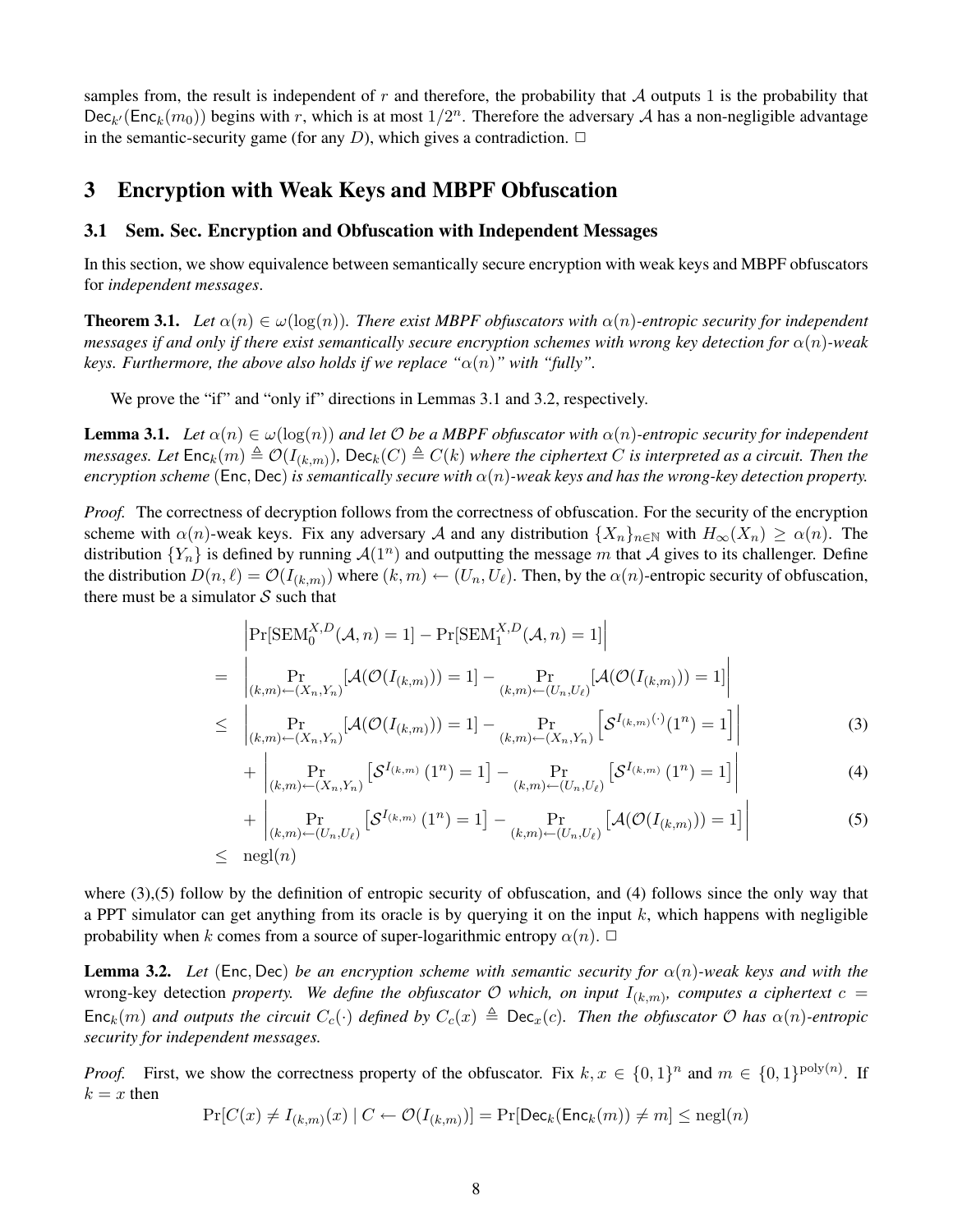samples from, the result is independent of $r$ and therefore, the probability that $\mathcal{A}$ outputs 1 is the probability that $\mathsf{Dec}_{k'}(\mathsf{Enc}_k(m_0))$ begins with $r$, which is at most $1/2^n$. Therefore the adversary $\mathcal{A}$ has a non-negligible advantage in the semantic-security game (for any $D$), which gives a contradiction. $\square$

# 3 Encryption with Weak Keys and MBPF Obfuscation

## 3.1 Sem. Sec. Encryption and Obfuscation with Independent Messages

In this section, we show equivalence between semantically secure encryption with weak keys and MBPF obfuscators for *independent messages*.

**Theorem 3.1.** *Let $\alpha(n) \in \omega(\log(n))$. There exist MBPF obfuscators with $\alpha(n)$-entropic security for independent messages if and only if there exist semantically secure encryption schemes with wrong key detection for $\alpha(n)$-weak keys. Furthermore, the above also holds if we replace "$\alpha(n)$" with "fully".*

We prove the "if" and "only if" directions in Lemmas 3.1 and 3.2, respectively.

**Lemma 3.1.** *Let $\alpha(n) \in \omega(\log(n))$ and let $\mathcal{O}$ be a MBPF obfuscator with $\alpha(n)$-entropic security for independent messages. Let $\mathsf{Enc}_k(m) \triangleq \mathcal{O}(I_{(k,m)})$, $\mathsf{Dec}_k(C) \triangleq C(k)$ where the ciphertext $C$ is interpreted as a circuit. Then the encryption scheme $(\mathsf{Enc}, \mathsf{Dec})$ is semantically secure with $\alpha(n)$-weak keys and has the wrong-key detection property.*

*Proof.* The correctness of decryption follows from the correctness of obfuscation. For the security of the encryption scheme with $\alpha(n)$-weak keys. Fix any adversary $\mathcal{A}$ and any distribution $\{X_n\}_{n\in\mathbb{N}}$ with $H_\infty(X_n) \geq \alpha(n)$. The distribution $\{Y_n\}$ is defined by running $\mathcal{A}(1^n)$ and outputting the message $m$ that $\mathcal{A}$ gives to its challenger. Define the distribution $D(n,\ell) = \mathcal{O}(I_{(k,m)})$ where $(k,m) \leftarrow (U_n, U_\ell)$. Then, by the $\alpha(n)$-entropic security of obfuscation, there must be a simulator $\mathcal{S}$ such that

$$
\begin{aligned}
& \left|\Pr[\mathrm{SEM}_0^{X,D}(\mathcal{A},n)=1] - \Pr[\mathrm{SEM}_1^{X,D}(\mathcal{A},n)=1]\right| \\
= & \left|\Pr_{(k,m)\leftarrow(X_n,Y_n)}[\mathcal{A}(\mathcal{O}(I_{(k,m)}))=1] - \Pr_{(k,m)\leftarrow(U_n,U_\ell)}[\mathcal{A}(\mathcal{O}(I_{(k,m)}))=1]\right| \\
\leq & \left|\Pr_{(k,m)\leftarrow(X_n,Y_n)}[\mathcal{A}(\mathcal{O}(I_{(k,m)}))=1] - \Pr_{(k,m)\leftarrow(X_n,Y_n)}\left[\mathcal{S}^{I_{(k,m)}(\cdot)}(1^n)=1\right]\right| \qquad (3) \\
& + \left|\Pr_{(k,m)\leftarrow(X_n,Y_n)}\left[\mathcal{S}^{I_{(k,m)}}(1^n)=1\right] - \Pr_{(k,m)\leftarrow(U_n,U_\ell)}\left[\mathcal{S}^{I_{(k,m)}}(1^n)=1\right]\right| \qquad (4) \\
& + \left|\Pr_{(k,m)\leftarrow(U_n,U_\ell)}\left[\mathcal{S}^{I_{(k,m)}}(1^n)=1\right] - \Pr_{(k,m)\leftarrow(U_n,U_\ell)}\left[\mathcal{A}(\mathcal{O}(I_{(k,m)}))=1\right]\right| \qquad (5) \\
\leq & \ \mathrm{negl}(n)
\end{aligned}
$$

where (3),(5) follow by the definition of entropic security of obfuscation, and (4) follows since the only way that a PPT simulator can get anything from its oracle is by querying it on the input $k$, which happens with negligible probability when $k$ comes from a source of super-logarithmic entropy $\alpha(n)$. $\square$

**Lemma 3.2.** *Let $(\mathsf{Enc}, \mathsf{Dec})$ be an encryption scheme with semantic security for $\alpha(n)$-weak keys and with the* wrong-key detection *property. We define the obfuscator $\mathcal{O}$ which, on input $I_{(k,m)}$, computes a ciphertext $c = \mathsf{Enc}_k(m)$ and outputs the circuit $C_c(\cdot)$ defined by $C_c(x) \triangleq \mathsf{Dec}_x(c)$. Then the obfuscator $\mathcal{O}$ has $\alpha(n)$-entropic security for independent messages.*

*Proof.* First, we show the correctness property of the obfuscator. Fix $k, x \in \{0,1\}^n$ and $m \in \{0,1\}^{\mathrm{poly}(n)}$. If $k = x$ then

$$\Pr[C(x) \neq I_{(k,m)}(x) \mid C \leftarrow \mathcal{O}(I_{(k,m)})] = \Pr[\mathsf{Dec}_k(\mathsf{Enc}_k(m)) \neq m] \leq \mathrm{negl}(n)$$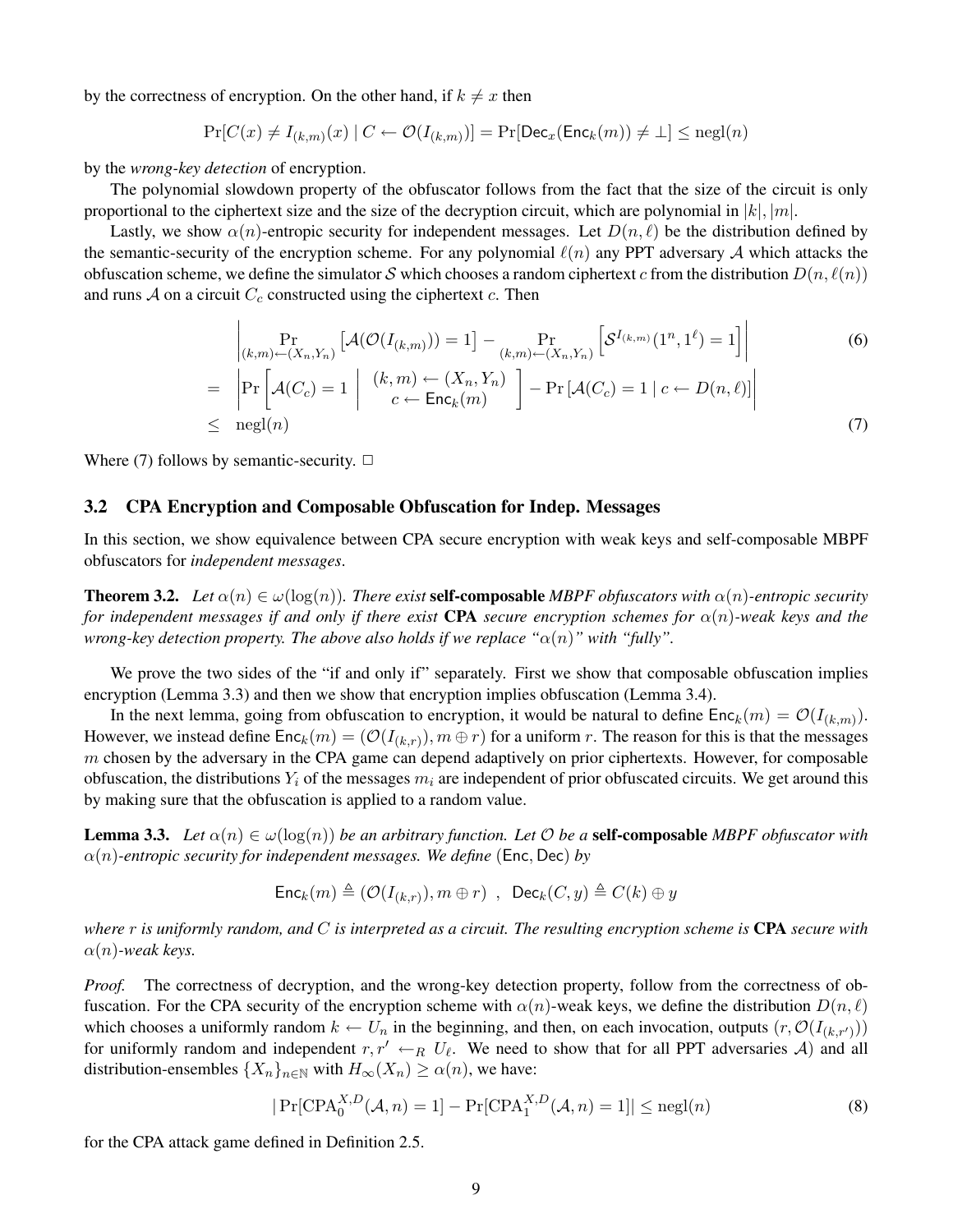by the correctness of encryption. On the other hand, if $k \neq x$ then

$$\Pr[C(x) \neq I_{(k,m)}(x) \mid C \leftarrow \mathcal{O}(I_{(k,m)})] = \Pr[\mathsf{Dec}_x(\mathsf{Enc}_k(m)) \neq \bot] \leq \mathrm{negl}(n)$$

by the *wrong-key detection* of encryption.

The polynomial slowdown property of the obfuscator follows from the fact that the size of the circuit is only proportional to the ciphertext size and the size of the decryption circuit, which are polynomial in $|k|, |m|$.

Lastly, we show $\alpha(n)$-entropic security for independent messages. Let $D(n, \ell)$ be the distribution defined by the semantic-security of the encryption scheme. For any polynomial $\ell(n)$ any PPT adversary $\mathcal{A}$ which attacks the obfuscation scheme, we define the simulator $\mathcal{S}$ which chooses a random ciphertext $c$ from the distribution $D(n, \ell(n))$ and runs $\mathcal{A}$ on a circuit $C_c$ constructed using the ciphertext $c$. Then

$$\left| \Pr_{(k,m)\leftarrow(X_n,Y_n)} \left[\mathcal{A}(\mathcal{O}(I_{(k,m)})) = 1\right] - \Pr_{(k,m)\leftarrow(X_n,Y_n)} \left[\mathcal{S}^{I_{(k,m)}}(1^n, 1^\ell) = 1\right] \right| \tag{6}$$

$$= \left| \Pr\left[\mathcal{A}(C_c) = 1 \;\middle|\; \begin{array}{c}(k,m) \leftarrow (X_n, Y_n) \\ c \leftarrow \mathsf{Enc}_k(m)\end{array}\right] - \Pr\left[\mathcal{A}(C_c) = 1 \mid c \leftarrow D(n, \ell)\right] \right|$$

$$\leq \mathrm{negl}(n) \tag{7}$$

Where (7) follows by semantic-security. $\Box$

### 3.2 CPA Encryption and Composable Obfuscation for Indep. Messages

In this section, we show equivalence between CPA secure encryption with weak keys and self-composable MBPF obfuscators for *independent messages*.

**Theorem 3.2.** *Let $\alpha(n) \in \omega(\log(n))$. There exist* **self-composable** *MBPF obfuscators with $\alpha(n)$-entropic security for independent messages if and only if there exist* **CPA** *secure encryption schemes for $\alpha(n)$-weak keys and the wrong-key detection property. The above also holds if we replace "$\alpha(n)$" with "fully".*

We prove the two sides of the "if and only if" separately. First we show that composable obfuscation implies encryption (Lemma 3.3) and then we show that encryption implies obfuscation (Lemma 3.4).

In the next lemma, going from obfuscation to encryption, it would be natural to define $\mathsf{Enc}_k(m) = \mathcal{O}(I_{(k,m)})$. However, we instead define $\mathsf{Enc}_k(m) = (\mathcal{O}(I_{(k,r)}), m \oplus r)$ for a uniform $r$. The reason for this is that the messages $m$ chosen by the adversary in the CPA game can depend adaptively on prior ciphertexts. However, for composable obfuscation, the distributions $Y_i$ of the messages $m_i$ are independent of prior obfuscated circuits. We get around this by making sure that the obfuscation is applied to a random value.

**Lemma 3.3.** *Let $\alpha(n) \in \omega(\log(n))$ be an arbitrary function. Let $\mathcal{O}$ be a* **self-composable** *MBPF obfuscator with $\alpha(n)$-entropic security for independent messages. We define $(\mathsf{Enc}, \mathsf{Dec})$ by*

$$\mathsf{Enc}_k(m) \triangleq (\mathcal{O}(I_{(k,r)}), m \oplus r) \;\;,\;\; \mathsf{Dec}_k(C, y) \triangleq C(k) \oplus y$$

*where $r$ is uniformly random, and $C$ is interpreted as a circuit. The resulting encryption scheme is* **CPA** *secure with $\alpha(n)$-weak keys.*

*Proof.* The correctness of decryption, and the wrong-key detection property, follow from the correctness of obfuscation. For the CPA security of the encryption scheme with $\alpha(n)$-weak keys, we define the distribution $D(n, \ell)$ which chooses a uniformly random $k \leftarrow U_n$ in the beginning, and then, on each invocation, outputs $(r, \mathcal{O}(I_{(k,r')}))$ for uniformly random and independent $r, r' \leftarrow_R U_\ell$. We need to show that for all PPT adversaries $\mathcal{A}$) and all distribution-ensembles $\{X_n\}_{n\in\mathbb{N}}$ with $H_\infty(X_n) \geq \alpha(n)$, we have:

$$|\Pr[\mathrm{CPA}_0^{X,D}(\mathcal{A}, n) = 1] - \Pr[\mathrm{CPA}_1^{X,D}(\mathcal{A}, n) = 1]| \leq \mathrm{negl}(n) \tag{8}$$

for the CPA attack game defined in Definition 2.5.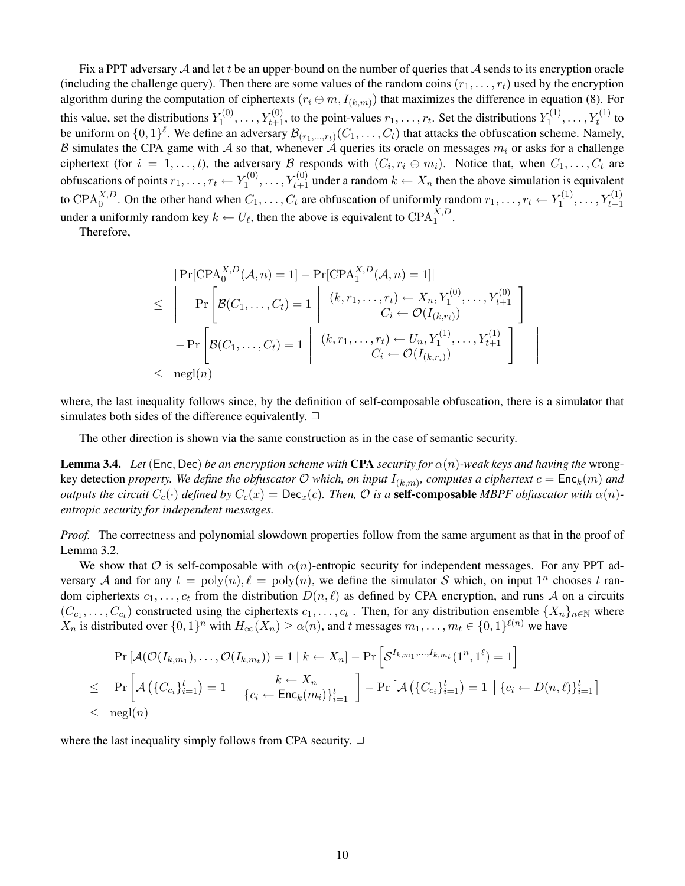Fix a PPT adversary $\mathcal{A}$ and let $t$ be an upper-bound on the number of queries that $\mathcal{A}$ sends to its encryption oracle (including the challenge query). Then there are some values of the random coins $(r_1, \ldots, r_t)$ used by the encryption algorithm during the computation of ciphertexts $(r_i \oplus m, I_{(k,m)})$ that maximizes the difference in equation (8). For this value, set the distributions $Y_1^{(0)}, \ldots, Y_{t+1}^{(0)}$, to the point-values $r_1, \ldots, r_t$. Set the distributions $Y_1^{(1)}, \ldots, Y_t^{(1)}$ to be uniform on $\{0,1\}^\ell$. We define an adversary $\mathcal{B}_{(r_1,\ldots,r_t)}(C_1, \ldots, C_t)$ that attacks the obfuscation scheme. Namely, $\mathcal{B}$ simulates the CPA game with $\mathcal{A}$ so that, whenever $\mathcal{A}$ queries its oracle on messages $m_i$ or asks for a challenge ciphertext (for $i = 1, \ldots, t$), the adversary $\mathcal{B}$ responds with $(C_i, r_i \oplus m_i)$. Notice that, when $C_1, \ldots, C_t$ are obfuscations of points $r_1, \ldots, r_t \leftarrow Y_1^{(0)}, \ldots, Y_{t+1}^{(0)}$ under a random $k \leftarrow X_n$ then the above simulation is equivalent to $\mathrm{CPA}_0^{X,D}$. On the other hand when $C_1, \ldots, C_t$ are obfuscation of uniformly random $r_1, \ldots, r_t \leftarrow Y_1^{(1)}, \ldots, Y_{t+1}^{(1)}$ under a uniformly random key $k \leftarrow U_\ell$, then the above is equivalent to $\mathrm{CPA}_1^{X,D}$.

Therefore,

$$
\begin{aligned}
&|\Pr[\mathrm{CPA}_0^{X,D}(\mathcal{A}, n) = 1] - \Pr[\mathrm{CPA}_1^{X,D}(\mathcal{A}, n) = 1]| \\
\leq\ & \left| \quad \Pr\left[\mathcal{B}(C_1, \ldots, C_t) = 1 \;\middle|\; \begin{array}{c} (k, r_1, \ldots, r_t) \leftarrow X_n, Y_1^{(0)}, \ldots, Y_{t+1}^{(0)} \\ C_i \leftarrow \mathcal{O}(I_{(k,r_i)}) \end{array} \right] \right. \\
& \left. - \Pr\left[\mathcal{B}(C_1, \ldots, C_t) = 1 \;\middle|\; \begin{array}{c} (k, r_1, \ldots, r_t) \leftarrow U_n, Y_1^{(1)}, \ldots, Y_{t+1}^{(1)} \\ C_i \leftarrow \mathcal{O}(I_{(k,r_i)}) \end{array} \right] \quad \right| \\
\leq\ & \mathrm{negl}(n)
\end{aligned}
$$

where, the last inequality follows since, by the definition of self-composable obfuscation, there is a simulator that simulates both sides of the difference equivalently. □

The other direction is shown via the same construction as in the case of semantic security.

**Lemma 3.4.** *Let* (Enc, Dec) *be an encryption scheme with* **CPA** *security for $\alpha(n)$-weak keys and having the* wrong-key detection *property. We define the obfuscator $\mathcal{O}$ which, on input $I_{(k,m)}$, computes a ciphertext $c = \mathsf{Enc}_k(m)$ and outputs the circuit $C_c(\cdot)$ defined by $C_c(x) = \mathsf{Dec}_x(c)$. Then, $\mathcal{O}$ is a* **self-composable** *MBPF obfuscator with $\alpha(n)$-entropic security for independent messages.*

*Proof.* The correctness and polynomial slowdown properties follow from the same argument as that in the proof of Lemma 3.2.

We show that $\mathcal{O}$ is self-composable with $\alpha(n)$-entropic security for independent messages. For any PPT adversary $\mathcal{A}$ and for any $t = \mathrm{poly}(n), \ell = \mathrm{poly}(n)$, we define the simulator $\mathcal{S}$ which, on input $1^n$ chooses $t$ random ciphertexts $c_1, \ldots, c_t$ from the distribution $D(n, \ell)$ as defined by CPA encryption, and runs $\mathcal{A}$ on a circuits $(C_{c_1}, \ldots, C_{c_t})$ constructed using the ciphertexts $c_1, \ldots, c_t$ . Then, for any distribution ensemble $\{X_n\}_{n\in\mathbb{N}}$ where $X_n$ is distributed over $\{0,1\}^n$ with $H_\infty(X_n) \geq \alpha(n)$, and $t$ messages $m_1, \ldots, m_t \in \{0,1\}^{\ell(n)}$ we have

$$
\begin{aligned}
& \left|\Pr\left[\mathcal{A}(\mathcal{O}(I_{k,m_1}), \ldots, \mathcal{O}(I_{k,m_t})) = 1 \mid k \leftarrow X_n\right] - \Pr\left[\mathcal{S}^{I_{k,m_1}, \ldots, I_{k,m_t}}(1^n, 1^\ell) = 1\right]\right| \\
\leq\ & \left|\Pr\left[\mathcal{A}\left(\{C_{c_i}\}_{i=1}^t\right) = 1 \;\middle|\; \begin{array}{c} k \leftarrow X_n \\ \{c_i \leftarrow \mathsf{Enc}_k(m_i)\}_{i=1}^t \end{array}\right] - \Pr\left[\mathcal{A}\left(\{C_{c_i}\}_{i=1}^t\right) = 1 \;\middle|\; \{c_i \leftarrow D(n, \ell)\}_{i=1}^t\right]\right| \\
\leq\ & \mathrm{negl}(n)
\end{aligned}
$$

where the last inequality simply follows from CPA security. □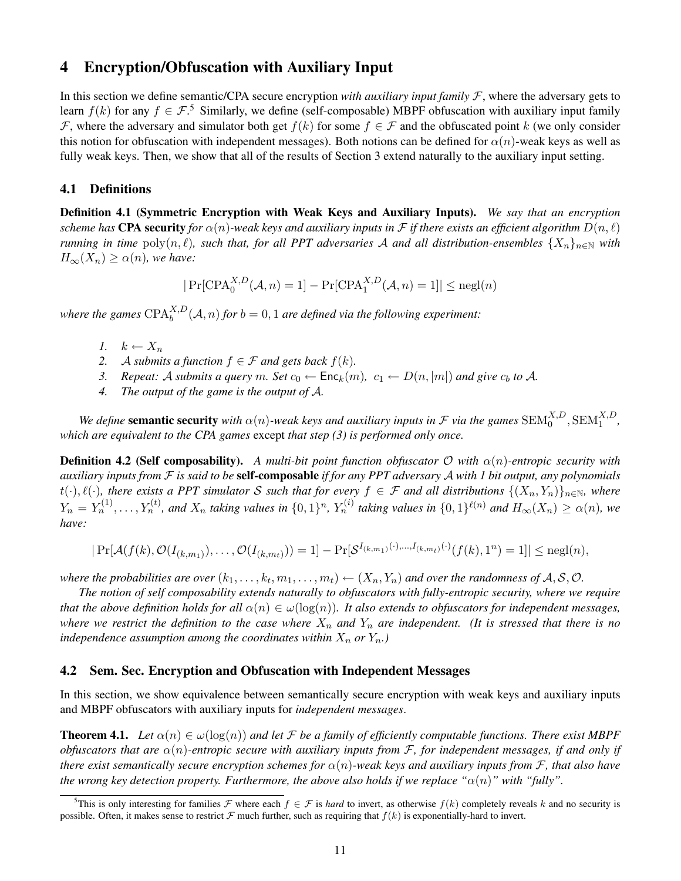# 4 Encryption/Obfuscation with Auxiliary Input

In this section we define semantic/CPA secure encryption *with auxiliary input family* $\mathcal{F}$, where the adversary gets to learn $f(k)$ for any $f \in \mathcal{F}$.[5] Similarly, we define (self-composable) MBPF obfuscation with auxiliary input family $\mathcal{F}$, where the adversary and simulator both get $f(k)$ for some $f \in \mathcal{F}$ and the obfuscated point $k$ (we only consider this notion for obfuscation with independent messages). Both notions can be defined for $\alpha(n)$-weak keys as well as fully weak keys. Then, we show that all of the results of Section 3 extend naturally to the auxiliary input setting.

## 4.1 Definitions

**Definition 4.1 (Symmetric Encryption with Weak Keys and Auxiliary Inputs).** *We say that an encryption scheme has* **CPA security** *for $\alpha(n)$-weak keys and auxiliary inputs in $\mathcal{F}$ if there exists an efficient algorithm $D(n, \ell)$ running in time $\mathrm{poly}(n, \ell)$, such that, for all PPT adversaries $\mathcal{A}$ and all distribution-ensembles $\{X_n\}_{n\in\mathbb{N}}$ with $H_\infty(X_n) \geq \alpha(n)$, we have:*

$$|\Pr[\mathrm{CPA}_0^{X,D}(\mathcal{A}, n) = 1] - \Pr[\mathrm{CPA}_1^{X,D}(\mathcal{A}, n) = 1]| \leq \mathrm{negl}(n)$$

*where the games $\mathrm{CPA}_b^{X,D}(\mathcal{A}, n)$ for $b = 0, 1$ are defined via the following experiment:*

1. *$k \leftarrow X_n$*
2. *$\mathcal{A}$ submits a function $f \in \mathcal{F}$ and gets back $f(k)$.*
3. *Repeat: $\mathcal{A}$ submits a query $m$. Set $c_0 \leftarrow \mathsf{Enc}_k(m)$, $c_1 \leftarrow D(n, |m|)$ and give $c_b$ to $\mathcal{A}$.*
4. *The output of the game is the output of $\mathcal{A}$.*

*We define* **semantic security** *with $\alpha(n)$-weak keys and auxiliary inputs in $\mathcal{F}$ via the games $\mathrm{SEM}_0^{X,D}, \mathrm{SEM}_1^{X,D}$, which are equivalent to the CPA games* except *that step (3) is performed only once.*

**Definition 4.2 (Self composability).** *A multi-bit point function obfuscator $\mathcal{O}$ with $\alpha(n)$-entropic security with auxiliary inputs from $\mathcal{F}$ is said to be* **self-composable** *if for any PPT adversary $\mathcal{A}$ with 1 bit output, any polynomials $t(\cdot), \ell(\cdot)$, there exists a PPT simulator $\mathcal{S}$ such that for every $f \in \mathcal{F}$ and all distributions $\{(X_n, Y_n)\}_{n\in\mathbb{N}}$, where $Y_n = Y_n^{(1)}, \ldots, Y_n^{(t)}$, and $X_n$ taking values in $\{0,1\}^n$, $Y_n^{(i)}$ taking values in $\{0,1\}^{\ell(n)}$ and $H_\infty(X_n) \geq \alpha(n)$, we have:*

$$|\Pr[\mathcal{A}(f(k), \mathcal{O}(I_{(k,m_1)}), \ldots, \mathcal{O}(I_{(k,m_t)})) = 1] - \Pr[\mathcal{S}^{I_{(k,m_1)}(\cdot),\ldots,I_{(k,m_t)}(\cdot)}(f(k), 1^n) = 1]| \leq \mathrm{negl}(n),$$

*where the probabilities are over $(k_1, \ldots, k_t, m_1, \ldots, m_t) \leftarrow (X_n, Y_n)$ and over the randomness of $\mathcal{A}, \mathcal{S}, \mathcal{O}$.*

*The notion of self composability extends naturally to obfuscators with fully-entropic security, where we require that the above definition holds for all $\alpha(n) \in \omega(\log(n))$. It also extends to obfuscators for independent messages, where we restrict the definition to the case where $X_n$ and $Y_n$ are independent. (It is stressed that there is no independence assumption among the coordinates within $X_n$ or $Y_n$.)*

## 4.2 Sem. Sec. Encryption and Obfuscation with Independent Messages

In this section, we show equivalence between semantically secure encryption with weak keys and auxiliary inputs and MBPF obfuscators with auxiliary inputs for *independent messages*.

**Theorem 4.1.** *Let $\alpha(n) \in \omega(\log(n))$ and let $\mathcal{F}$ be a family of efficiently computable functions. There exist MBPF obfuscators that are $\alpha(n)$-entropic secure with auxiliary inputs from $\mathcal{F}$, for independent messages, if and only if there exist semantically secure encryption schemes for $\alpha(n)$-weak keys and auxiliary inputs from $\mathcal{F}$, that also have the wrong key detection property. Furthermore, the above also holds if we replace "$\alpha(n)$" with "fully".*

[5] This is only interesting for families $\mathcal{F}$ where each $f \in \mathcal{F}$ is *hard* to invert, as otherwise $f(k)$ completely reveals $k$ and no security is possible. Often, it makes sense to restrict $\mathcal{F}$ much further, such as requiring that $f(k)$ is exponentially-hard to invert.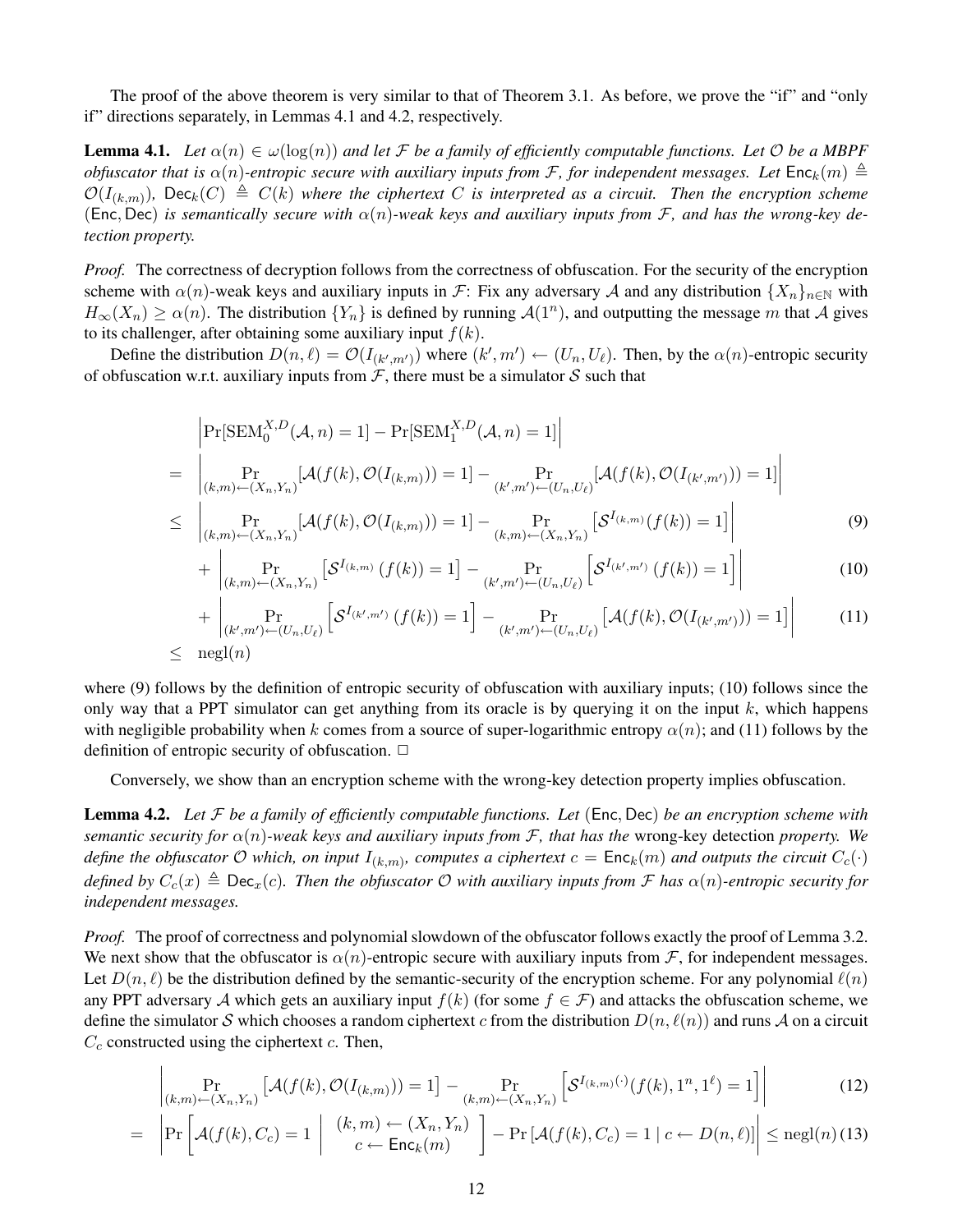The proof of the above theorem is very similar to that of Theorem 3.1. As before, we prove the "if" and "only if" directions separately, in Lemmas 4.1 and 4.2, respectively.

**Lemma 4.1.** *Let $\alpha(n) \in \omega(\log(n))$ and let $\mathcal{F}$ be a family of efficiently computable functions. Let $\mathcal{O}$ be a MBPF obfuscator that is $\alpha(n)$-entropic secure with auxiliary inputs from $\mathcal{F}$, for independent messages. Let $\mathsf{Enc}_k(m) \triangleq \mathcal{O}(I_{(k,m)})$, $\mathsf{Dec}_k(C) \triangleq C(k)$ where the ciphertext $C$ is interpreted as a circuit. Then the encryption scheme $(\mathsf{Enc}, \mathsf{Dec})$ is semantically secure with $\alpha(n)$-weak keys and auxiliary inputs from $\mathcal{F}$, and has the wrong-key detection property.*

*Proof.* The correctness of decryption follows from the correctness of obfuscation. For the security of the encryption scheme with $\alpha(n)$-weak keys and auxiliary inputs in $\mathcal{F}$: Fix any adversary $\mathcal{A}$ and any distribution $\{X_n\}_{n\in\mathbb{N}}$ with $H_\infty(X_n) \geq \alpha(n)$. The distribution $\{Y_n\}$ is defined by running $\mathcal{A}(1^n)$, and outputting the message $m$ that $\mathcal{A}$ gives to its challenger, after obtaining some auxiliary input $f(k)$.

Define the distribution $D(n,\ell) = \mathcal{O}(I_{(k',m')})$ where $(k',m') \leftarrow (U_n, U_\ell)$. Then, by the $\alpha(n)$-entropic security of obfuscation w.r.t. auxiliary inputs from $\mathcal{F}$, there must be a simulator $\mathcal{S}$ such that

$$
\begin{aligned}
& \left|\Pr[\mathrm{SEM}_0^{X,D}(\mathcal{A},n)=1] - \Pr[\mathrm{SEM}_1^{X,D}(\mathcal{A},n)=1]\right| \\
= & \left|\Pr_{(k,m)\leftarrow(X_n,Y_n)}[\mathcal{A}(f(k),\mathcal{O}(I_{(k,m)}))=1] - \Pr_{(k',m')\leftarrow(U_n,U_\ell)}[\mathcal{A}(f(k),\mathcal{O}(I_{(k',m')}))=1]\right| \\
\leq & \left|\Pr_{(k,m)\leftarrow(X_n,Y_n)}[\mathcal{A}(f(k),\mathcal{O}(I_{(k,m)}))=1] - \Pr_{(k,m)\leftarrow(X_n,Y_n)}\left[\mathcal{S}^{I_{(k,m)}}(f(k))=1\right]\right| \quad (9)\\
& + \left|\Pr_{(k,m)\leftarrow(X_n,Y_n)}\left[\mathcal{S}^{I_{(k,m)}}(f(k))=1\right] - \Pr_{(k',m')\leftarrow(U_n,U_\ell)}\left[\mathcal{S}^{I_{(k',m')}}(f(k))=1\right]\right| \quad (10)\\
& + \left|\Pr_{(k',m')\leftarrow(U_n,U_\ell)}\left[\mathcal{S}^{I_{(k',m')}}(f(k))=1\right] - \Pr_{(k',m')\leftarrow(U_n,U_\ell)}\left[\mathcal{A}(f(k),\mathcal{O}(I_{(k',m')}))=1\right]\right| \quad (11)\\
\leq & \ \mathrm{negl}(n)
\end{aligned}
$$

where (9) follows by the definition of entropic security of obfuscation with auxiliary inputs; (10) follows since the only way that a PPT simulator can get anything from its oracle is by querying it on the input $k$, which happens with negligible probability when $k$ comes from a source of super-logarithmic entropy $\alpha(n)$; and (11) follows by the definition of entropic security of obfuscation. □

Conversely, we show than an encryption scheme with the wrong-key detection property implies obfuscation.

**Lemma 4.2.** *Let $\mathcal{F}$ be a family of efficiently computable functions. Let $(\mathsf{Enc}, \mathsf{Dec})$ be an encryption scheme with semantic security for $\alpha(n)$-weak keys and auxiliary inputs from $\mathcal{F}$, that has the* wrong-key detection *property. We define the obfuscator $\mathcal{O}$ which, on input $I_{(k,m)}$, computes a ciphertext $c = \mathsf{Enc}_k(m)$ and outputs the circuit $C_c(\cdot)$ defined by $C_c(x) \triangleq \mathsf{Dec}_x(c)$. Then the obfuscator $\mathcal{O}$ with auxiliary inputs from $\mathcal{F}$ has $\alpha(n)$-entropic security for independent messages.*

*Proof.* The proof of correctness and polynomial slowdown of the obfuscator follows exactly the proof of Lemma 3.2. We next show that the obfuscator is $\alpha(n)$-entropic secure with auxiliary inputs from $\mathcal{F}$, for independent messages. Let $D(n,\ell)$ be the distribution defined by the semantic-security of the encryption scheme. For any polynomial $\ell(n)$ any PPT adversary $\mathcal{A}$ which gets an auxiliary input $f(k)$ (for some $f \in \mathcal{F}$) and attacks the obfuscation scheme, we define the simulator $\mathcal{S}$ which chooses a random ciphertext $c$ from the distribution $D(n,\ell(n))$ and runs $\mathcal{A}$ on a circuit $C_c$ constructed using the ciphertext $c$. Then,

$$
\begin{aligned}
& \left|\Pr_{(k,m)\leftarrow(X_n,Y_n)}\left[\mathcal{A}(f(k),\mathcal{O}(I_{(k,m)}))=1\right] - \Pr_{(k,m)\leftarrow(X_n,Y_n)}\left[\mathcal{S}^{I_{(k,m)}(\cdot)}(f(k),1^n,1^\ell)=1\right]\right| \quad (12)\\
= & \left|\Pr\left[\mathcal{A}(f(k),C_c)=1 \;\middle|\; \begin{array}{c}(k,m)\leftarrow(X_n,Y_n)\\ c\leftarrow \mathsf{Enc}_k(m)\end{array}\right] - \Pr\left[\mathcal{A}(f(k),C_c)=1 \mid c \leftarrow D(n,\ell)\right]\right| \leq \mathrm{negl}(n) \quad (13)
\end{aligned}
$$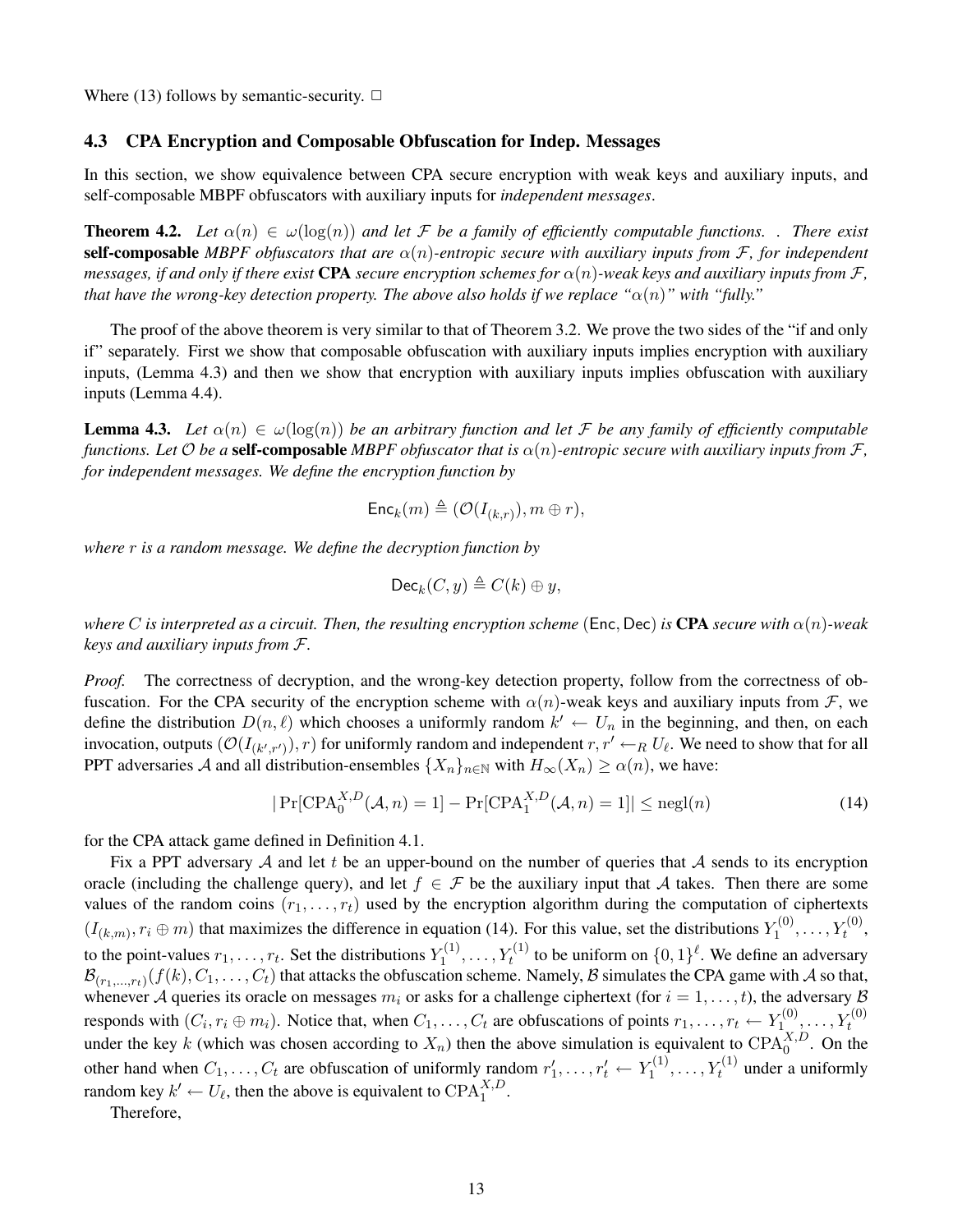Where (13) follows by semantic-security. $\square$

### 4.3 CPA Encryption and Composable Obfuscation for Indep. Messages

In this section, we show equivalence between CPA secure encryption with weak keys and auxiliary inputs, and self-composable MBPF obfuscators with auxiliary inputs for *independent messages*.

**Theorem 4.2.** *Let $\alpha(n) \in \omega(\log(n))$ and let $\mathcal{F}$ be a family of efficiently computable functions. . There exist* **self-composable** *MBPF obfuscators that are $\alpha(n)$-entropic secure with auxiliary inputs from $\mathcal{F}$, for independent messages, if and only if there exist* **CPA** *secure encryption schemes for $\alpha(n)$-weak keys and auxiliary inputs from $\mathcal{F}$, that have the wrong-key detection property. The above also holds if we replace "$\alpha(n)$" with "fully."*

The proof of the above theorem is very similar to that of Theorem 3.2. We prove the two sides of the "if and only if" separately. First we show that composable obfuscation with auxiliary inputs implies encryption with auxiliary inputs, (Lemma 4.3) and then we show that encryption with auxiliary inputs implies obfuscation with auxiliary inputs (Lemma 4.4).

**Lemma 4.3.** *Let $\alpha(n) \in \omega(\log(n))$ be an arbitrary function and let $\mathcal{F}$ be any family of efficiently computable functions. Let $\mathcal{O}$ be a* **self-composable** *MBPF obfuscator that is $\alpha(n)$-entropic secure with auxiliary inputs from $\mathcal{F}$, for independent messages. We define the encryption function by*

$$\mathsf{Enc}_k(m) \triangleq (\mathcal{O}(I_{(k,r)}), m \oplus r),$$

*where $r$ is a random message. We define the decryption function by*

$$\mathsf{Dec}_k(C, y) \triangleq C(k) \oplus y,$$

*where $C$ is interpreted as a circuit. Then, the resulting encryption scheme $(\mathsf{Enc}, \mathsf{Dec})$ is* **CPA** *secure with $\alpha(n)$-weak keys and auxiliary inputs from $\mathcal{F}$.*

*Proof.* The correctness of decryption, and the wrong-key detection property, follow from the correctness of obfuscation. For the CPA security of the encryption scheme with $\alpha(n)$-weak keys and auxiliary inputs from $\mathcal{F}$, we define the distribution $D(n, \ell)$ which chooses a uniformly random $k' \leftarrow U_n$ in the beginning, and then, on each invocation, outputs $(\mathcal{O}(I_{(k',r')}), r)$ for uniformly random and independent $r, r' \leftarrow_R U_\ell$. We need to show that for all PPT adversaries $\mathcal{A}$ and all distribution-ensembles $\{X_n\}_{n \in \mathbb{N}}$ with $H_\infty(X_n) \geq \alpha(n)$, we have:

$$|\Pr[\mathrm{CPA}_0^{X,D}(\mathcal{A}, n) = 1] - \Pr[\mathrm{CPA}_1^{X,D}(\mathcal{A}, n) = 1]| \leq \mathrm{negl}(n) \tag{14}$$

for the CPA attack game defined in Definition 4.1.

Fix a PPT adversary $\mathcal{A}$ and let $t$ be an upper-bound on the number of queries that $\mathcal{A}$ sends to its encryption oracle (including the challenge query), and let $f \in \mathcal{F}$ be the auxiliary input that $\mathcal{A}$ takes. Then there are some values of the random coins $(r_1, \ldots, r_t)$ used by the encryption algorithm during the computation of ciphertexts $(I_{(k,m)}, r_i \oplus m)$ that maximizes the difference in equation (14). For this value, set the distributions $Y_1^{(0)}, \ldots, Y_t^{(0)}$, to the point-values $r_1, \ldots, r_t$. Set the distributions $Y_1^{(1)}, \ldots, Y_t^{(1)}$ to be uniform on $\{0,1\}^\ell$. We define an adversary $\mathcal{B}_{(r_1,\ldots,r_t)}(f(k), C_1, \ldots, C_t)$ that attacks the obfuscation scheme. Namely, $\mathcal{B}$ simulates the CPA game with $\mathcal{A}$ so that, whenever $\mathcal{A}$ queries its oracle on messages $m_i$ or asks for a challenge ciphertext (for $i = 1, \ldots, t$), the adversary $\mathcal{B}$ responds with $(C_i, r_i \oplus m_i)$. Notice that, when $C_1, \ldots, C_t$ are obfuscations of points $r_1, \ldots, r_t \leftarrow Y_1^{(0)}, \ldots, Y_t^{(0)}$ under the key $k$ (which was chosen according to $X_n$) then the above simulation is equivalent to $\mathrm{CPA}_0^{X,D}$. On the other hand when $C_1, \ldots, C_t$ are obfuscation of uniformly random $r'_1, \ldots, r'_t \leftarrow Y_1^{(1)}, \ldots, Y_t^{(1)}$ under a uniformly random key $k' \leftarrow U_\ell$, then the above is equivalent to $\mathrm{CPA}_1^{X,D}$.

Therefore,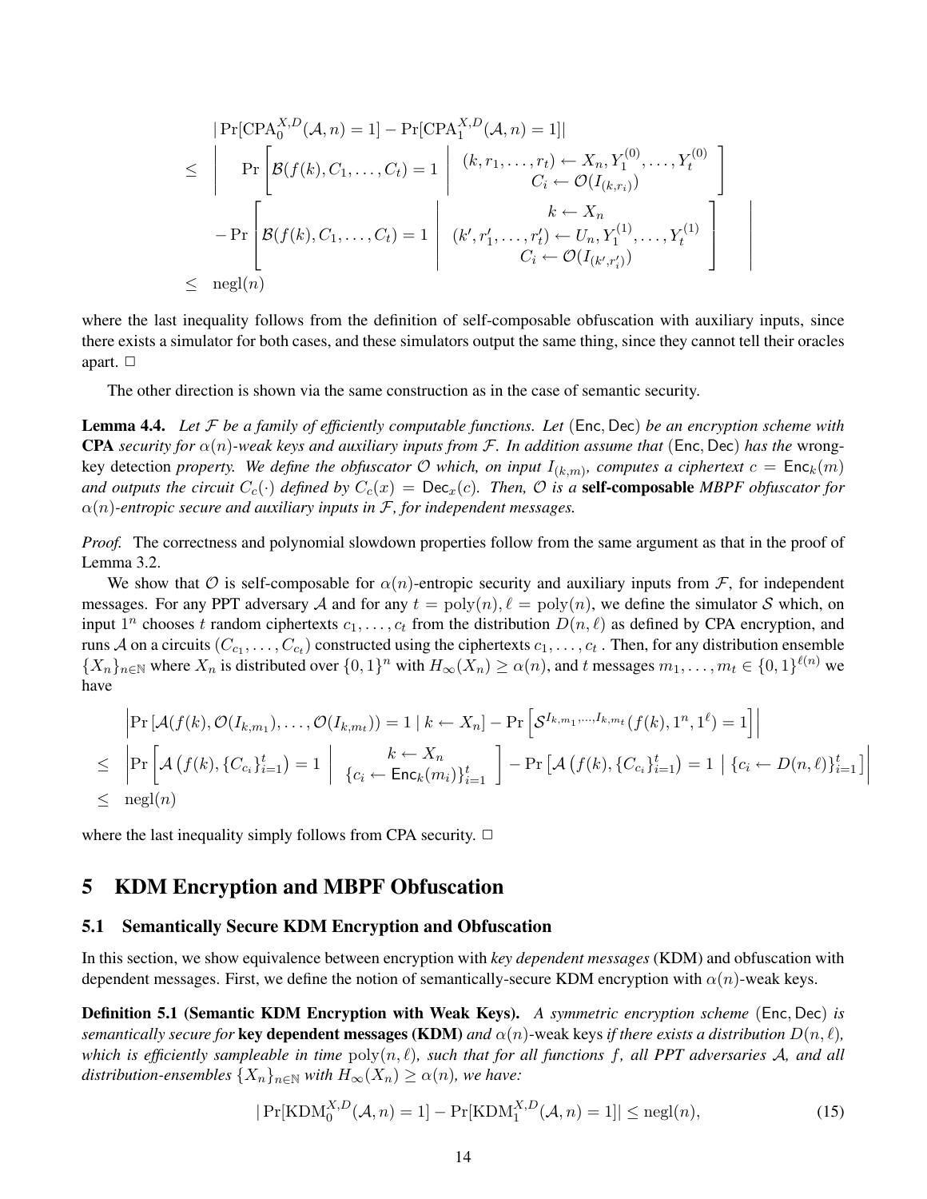$$
\begin{aligned}
& |\Pr[\mathrm{CPA}_0^{X,D}(\mathcal{A},n)=1] - \Pr[\mathrm{CPA}_1^{X,D}(\mathcal{A},n)=1]| \\
\le & \left| \quad \Pr\left[ \mathcal{B}(f(k), C_1, \ldots, C_t) = 1 \;\middle|\; \begin{array}{c} (k, r_1, \ldots, r_t) \leftarrow X_n, Y_1^{(0)}, \ldots, Y_t^{(0)} \\ C_i \leftarrow \mathcal{O}(I_{(k,r_i)}) \end{array} \right] \right. \\
& \left. - \Pr\left[ \mathcal{B}(f(k), C_1, \ldots, C_t) = 1 \;\middle|\; \begin{array}{c} k \leftarrow X_n \\ (k', r'_1, \ldots, r'_t) \leftarrow U_n, Y_1^{(1)}, \ldots, Y_t^{(1)} \\ C_i \leftarrow \mathcal{O}(I_{(k',r'_i)}) \end{array} \right] \quad \right| \\
\le & \ \mathrm{negl}(n)
\end{aligned}
$$

where the last inequality follows from the definition of self-composable obfuscation with auxiliary inputs, since there exists a simulator for both cases, and these simulators output the same thing, since they cannot tell their oracles apart. □

The other direction is shown via the same construction as in the case of semantic security.

**Lemma 4.4.** *Let $\mathcal{F}$ be a family of efficiently computable functions. Let* $(\mathsf{Enc}, \mathsf{Dec})$ *be an encryption scheme with* **CPA** *security for $\alpha(n)$-weak keys and auxiliary inputs from $\mathcal{F}$. In addition assume that* $(\mathsf{Enc}, \mathsf{Dec})$ *has the* wrong-key detection *property. We define the obfuscator $\mathcal{O}$ which, on input $I_{(k,m)}$, computes a ciphertext $c = \mathsf{Enc}_k(m)$ and outputs the circuit $C_c(\cdot)$ defined by $C_c(x) = \mathsf{Dec}_x(c)$. Then, $\mathcal{O}$ is a* **self-composable** *MBPF obfuscator for $\alpha(n)$-entropic secure and auxiliary inputs in $\mathcal{F}$, for independent messages.*

*Proof.* The correctness and polynomial slowdown properties follow from the same argument as that in the proof of Lemma 3.2.

We show that $\mathcal{O}$ is self-composable for $\alpha(n)$-entropic security and auxiliary inputs from $\mathcal{F}$, for independent messages. For any PPT adversary $\mathcal{A}$ and for any $t = \mathrm{poly}(n), \ell = \mathrm{poly}(n)$, we define the simulator $\mathcal{S}$ which, on input $1^n$ chooses $t$ random ciphertexts $c_1, \ldots, c_t$ from the distribution $D(n, \ell)$ as defined by CPA encryption, and runs $\mathcal{A}$ on a circuits $(C_{c_1}, \ldots, C_{c_t})$ constructed using the ciphertexts $c_1, \ldots, c_t$. Then, for any distribution ensemble $\{X_n\}_{n\in\mathbb{N}}$ where $X_n$ is distributed over $\{0,1\}^n$ with $H_\infty(X_n) \ge \alpha(n)$, and $t$ messages $m_1, \ldots, m_t \in \{0,1\}^{\ell(n)}$ we have

$$
\begin{aligned}
& \left| \Pr\left[\mathcal{A}(f(k), \mathcal{O}(I_{k,m_1}), \ldots, \mathcal{O}(I_{k,m_t})) = 1 \mid k \leftarrow X_n\right] - \Pr\left[\mathcal{S}^{I_{k,m_1},\ldots,I_{k,m_t}}(f(k), 1^n, 1^\ell) = 1\right] \right| \\
\le & \left| \Pr\left[ \mathcal{A}\left(f(k), \{C_{c_i}\}_{i=1}^t\right) = 1 \;\middle|\; \begin{array}{c} k \leftarrow X_n \\ \{c_i \leftarrow \mathsf{Enc}_k(m_i)\}_{i=1}^t \end{array} \right] - \Pr\left[ \mathcal{A}\left(f(k), \{C_{c_i}\}_{i=1}^t\right) = 1 \;\middle|\; \{c_i \leftarrow D(n,\ell)\}_{i=1}^t \right] \right| \\
\le & \ \mathrm{negl}(n)
\end{aligned}
$$

where the last inequality simply follows from CPA security. □

# 5 KDM Encryption and MBPF Obfuscation

## 5.1 Semantically Secure KDM Encryption and Obfuscation

In this section, we show equivalence between encryption with *key dependent messages* (KDM) and obfuscation with dependent messages. First, we define the notion of semantically-secure KDM encryption with $\alpha(n)$-weak keys.

**Definition 5.1 (Semantic KDM Encryption with Weak Keys).** *A symmetric encryption scheme* $(\mathsf{Enc}, \mathsf{Dec})$ *is semantically secure for* **key dependent messages (KDM)** *and $\alpha(n)$-weak* **keys** *if there exists a distribution $D(n, \ell)$, which is efficiently sampleable in time $\mathrm{poly}(n, \ell)$, such that for all functions $f$, all PPT adversaries $\mathcal{A}$, and all distribution-ensembles $\{X_n\}_{n\in\mathbb{N}}$ with $H_\infty(X_n) \ge \alpha(n)$, we have:*

$$
|\Pr[\mathrm{KDM}_0^{X,D}(\mathcal{A},n)=1] - \Pr[\mathrm{KDM}_1^{X,D}(\mathcal{A},n)=1]| \le \mathrm{negl}(n), \tag{15}
$$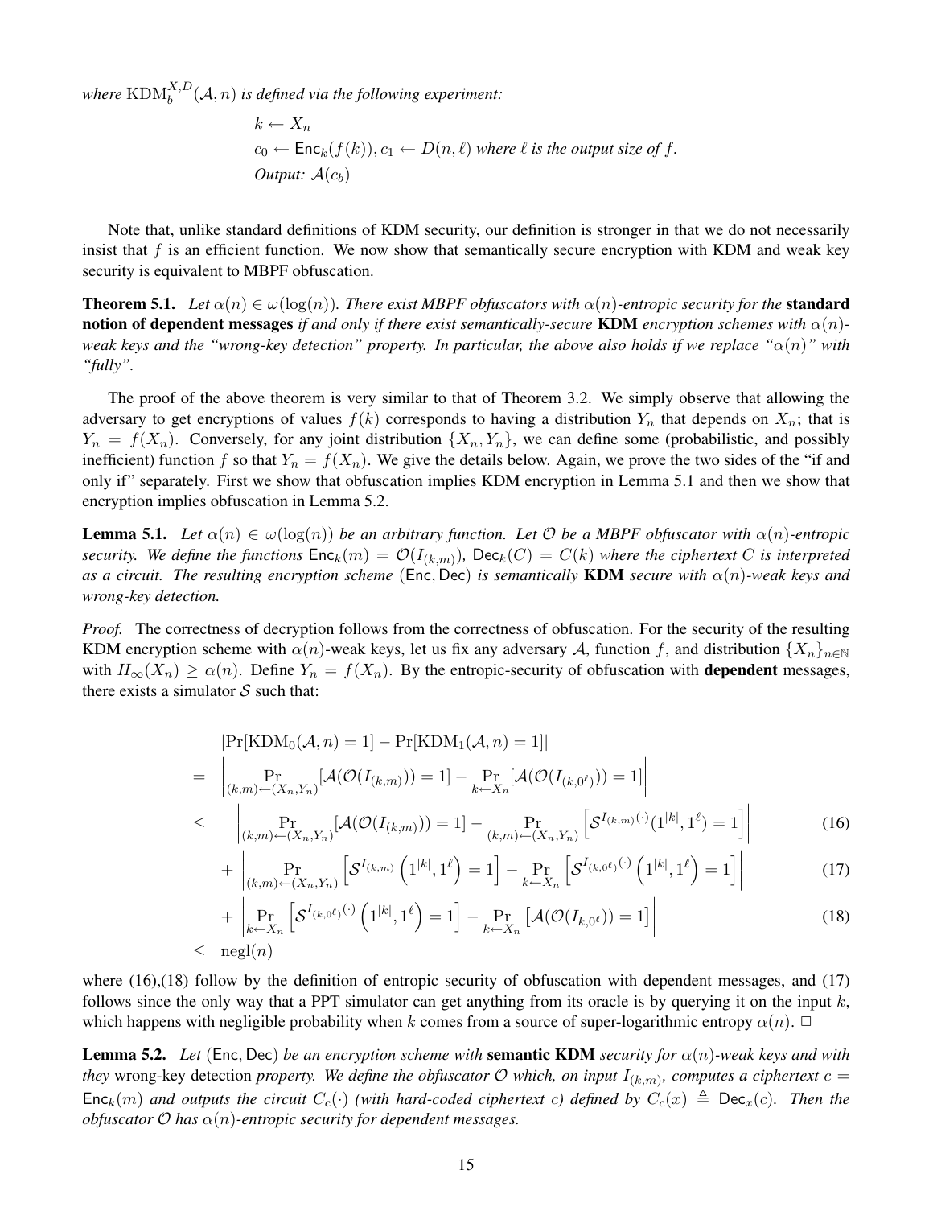*where* $\mathrm{KDM}_b^{X,D}(\mathcal{A}, n)$ *is defined via the following experiment:*

$$k \leftarrow X_n$$

$$c_0 \leftarrow \mathsf{Enc}_k(f(k)), c_1 \leftarrow D(n, \ell) \text{ where } \ell \text{ is the output size of } f.$$

*Output:* $\mathcal{A}(c_b)$

Note that, unlike standard definitions of KDM security, our definition is stronger in that we do not necessarily insist that $f$ is an efficient function. We now show that semantically secure encryption with KDM and weak key security is equivalent to MBPF obfuscation.

**Theorem 5.1.** *Let* $\alpha(n) \in \omega(\log(n))$*. There exist MBPF obfuscators with* $\alpha(n)$*-entropic security for the* **standard notion of dependent messages** *if and only if there exist semantically-secure* **KDM** *encryption schemes with* $\alpha(n)$*-weak keys and the "wrong-key detection" property. In particular, the above also holds if we replace "*$\alpha(n)$*" with "fully".*

The proof of the above theorem is very similar to that of Theorem 3.2. We simply observe that allowing the adversary to get encryptions of values $f(k)$ corresponds to having a distribution $Y_n$ that depends on $X_n$; that is $Y_n = f(X_n)$. Conversely, for any joint distribution $\{X_n, Y_n\}$, we can define some (probabilistic, and possibly inefficient) function $f$ so that $Y_n = f(X_n)$. We give the details below. Again, we prove the two sides of the "if and only if" separately. First we show that obfuscation implies KDM encryption in Lemma 5.1 and then we show that encryption implies obfuscation in Lemma 5.2.

**Lemma 5.1.** *Let* $\alpha(n) \in \omega(\log(n))$ *be an arbitrary function. Let* $\mathcal{O}$ *be a MBPF obfuscator with* $\alpha(n)$*-entropic security. We define the functions* $\mathsf{Enc}_k(m) = \mathcal{O}(I_{(k,m)})$*,* $\mathsf{Dec}_k(C) = C(k)$ *where the ciphertext* $C$ *is interpreted as a circuit. The resulting encryption scheme* $(\mathsf{Enc}, \mathsf{Dec})$ *is semantically* **KDM** *secure with* $\alpha(n)$*-weak keys and wrong-key detection.*

*Proof.* The correctness of decryption follows from the correctness of obfuscation. For the security of the resulting KDM encryption scheme with $\alpha(n)$-weak keys, let us fix any adversary $\mathcal{A}$, function $f$, and distribution $\{X_n\}_{n\in\mathbb{N}}$ with $H_\infty(X_n) \geq \alpha(n)$. Define $Y_n = f(X_n)$. By the entropic-security of obfuscation with **dependent** messages, there exists a simulator $\mathcal{S}$ such that:

$$
\begin{aligned}
& |\Pr[\mathrm{KDM}_0(\mathcal{A}, n) = 1] - \Pr[\mathrm{KDM}_1(\mathcal{A}, n) = 1]| \\
= \; & \left| \Pr_{(k,m)\leftarrow(X_n,Y_n)}[\mathcal{A}(\mathcal{O}(I_{(k,m)})) = 1] - \Pr_{k\leftarrow X_n}[\mathcal{A}(\mathcal{O}(I_{(k,0^\ell)})) = 1] \right| \\
\leq \; & \left| \Pr_{(k,m)\leftarrow(X_n,Y_n)}[\mathcal{A}(\mathcal{O}(I_{(k,m)})) = 1] - \Pr_{(k,m)\leftarrow(X_n,Y_n)}\left[\mathcal{S}^{I_{(k,m)}(\cdot)}(1^{|k|}, 1^\ell) = 1\right] \right| && (16) \\
& + \left| \Pr_{(k,m)\leftarrow(X_n,Y_n)}\left[\mathcal{S}^{I_{(k,m)}}\left(1^{|k|}, 1^\ell\right) = 1\right] - \Pr_{k\leftarrow X_n}\left[\mathcal{S}^{I_{(k,0^\ell)}(\cdot)}\left(1^{|k|}, 1^\ell\right) = 1\right] \right| && (17) \\
& + \left| \Pr_{k\leftarrow X_n}\left[\mathcal{S}^{I_{(k,0^\ell)}(\cdot)}\left(1^{|k|}, 1^\ell\right) = 1\right] - \Pr_{k\leftarrow X_n}\left[\mathcal{A}(\mathcal{O}(I_{k,0^\ell})) = 1\right] \right| && (18) \\
\leq \; & \mathrm{negl}(n)
\end{aligned}
$$

where (16),(18) follow by the definition of entropic security of obfuscation with dependent messages, and (17) follows since the only way that a PPT simulator can get anything from its oracle is by querying it on the input $k$, which happens with negligible probability when $k$ comes from a source of super-logarithmic entropy $\alpha(n)$. $\square$

**Lemma 5.2.** *Let* $(\mathsf{Enc}, \mathsf{Dec})$ *be an encryption scheme with* **semantic KDM** *security for* $\alpha(n)$*-weak keys and with they* wrong-key detection *property. We define the obfuscator* $\mathcal{O}$ *which, on input* $I_{(k,m)}$*, computes a ciphertext* $c = \mathsf{Enc}_k(m)$ *and outputs the circuit* $C_c(\cdot)$ *(with hard-coded ciphertext* $c$*) defined by* $C_c(x) \triangleq \mathsf{Dec}_x(c)$*. Then the obfuscator* $\mathcal{O}$ *has* $\alpha(n)$*-entropic security for dependent messages.*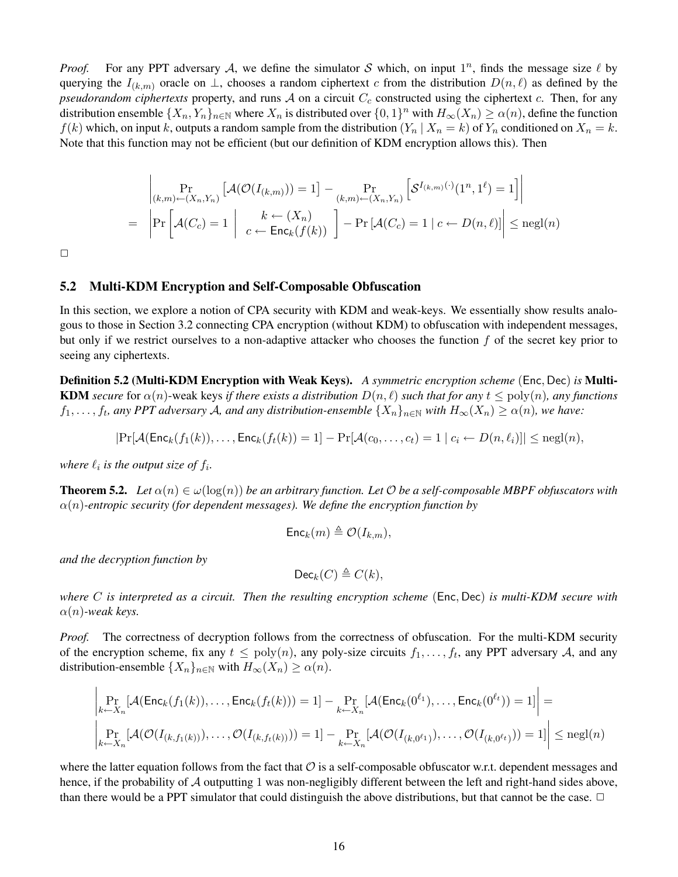*Proof.* For any PPT adversary $\mathcal{A}$, we define the simulator $\mathcal{S}$ which, on input $1^n$, finds the message size $\ell$ by querying the $I_{(k,m)}$ oracle on $\perp$, chooses a random ciphertext $c$ from the distribution $D(n, \ell)$ as defined by the *pseudorandom ciphertexts* property, and runs $\mathcal{A}$ on a circuit $C_c$ constructed using the ciphertext $c$. Then, for any distribution ensemble $\{X_n, Y_n\}_{n \in \mathbb{N}}$ where $X_n$ is distributed over $\{0,1\}^n$ with $H_\infty(X_n) \geq \alpha(n)$, define the function $f(k)$ which, on input $k$, outputs a random sample from the distribution $(Y_n \mid X_n = k)$ of $Y_n$ conditioned on $X_n = k$. Note that this function may not be efficient (but our definition of KDM encryption allows this). Then

$$
\begin{aligned}
&\left| \Pr_{(k,m) \leftarrow (X_n, Y_n)} \left[ \mathcal{A}(\mathcal{O}(I_{(k,m)})) = 1 \right] - \Pr_{(k,m) \leftarrow (X_n, Y_n)} \left[ \mathcal{S}^{I_{(k,m)}(\cdot)}(1^n, 1^\ell) = 1 \right] \right| \\
= \ &\left| \Pr\left[ \mathcal{A}(C_c) = 1 \ \middle| \ \begin{array}{c} k \leftarrow (X_n) \\ c \leftarrow \mathsf{Enc}_k(f(k)) \end{array} \right] - \Pr\left[ \mathcal{A}(C_c) = 1 \mid c \leftarrow D(n, \ell) \right] \right| \leq \mathrm{negl}(n)
\end{aligned}
$$

□

## 5.2 Multi-KDM Encryption and Self-Composable Obfuscation

In this section, we explore a notion of CPA security with KDM and weak-keys. We essentially show results analogous to those in Section 3.2 connecting CPA encryption (without KDM) to obfuscation with independent messages, but only if we restrict ourselves to a non-adaptive attacker who chooses the function $f$ of the secret key prior to seeing any ciphertexts.

**Definition 5.2 (Multi-KDM Encryption with Weak Keys).** *A symmetric encryption scheme* $(\mathsf{Enc}, \mathsf{Dec})$ *is* **Multi-KDM** *secure* for $\alpha(n)$-weak keys *if there exists a distribution* $D(n, \ell)$ *such that for any* $t \leq \mathrm{poly}(n)$*, any functions* $f_1, \ldots, f_t$*, any PPT adversary* $\mathcal{A}$*, and any distribution-ensemble* $\{X_n\}_{n \in \mathbb{N}}$ *with* $H_\infty(X_n) \geq \alpha(n)$*, we have:*

$$
|\Pr[\mathcal{A}(\mathsf{Enc}_k(f_1(k)), \ldots, \mathsf{Enc}_k(f_t(k)) = 1] - \Pr[\mathcal{A}(c_0, \ldots, c_t) = 1 \mid c_i \leftarrow D(n, \ell_i)]| \leq \mathrm{negl}(n),
$$

*where* $\ell_i$ *is the output size of* $f_i$*.*

**Theorem 5.2.** *Let* $\alpha(n) \in \omega(\log(n))$ *be an arbitrary function. Let* $\mathcal{O}$ *be a self-composable MBPF obfuscators with* $\alpha(n)$*-entropic security (for dependent messages). We define the encryption function by*

$$
\mathsf{Enc}_k(m) \triangleq \mathcal{O}(I_{k,m}),
$$

*and the decryption function by*

$$
\mathsf{Dec}_k(C) \triangleq C(k),
$$

*where* $C$ *is interpreted as a circuit. Then the resulting encryption scheme* $(\mathsf{Enc}, \mathsf{Dec})$ *is multi-KDM secure with* $\alpha(n)$*-weak keys.*

*Proof.* The correctness of decryption follows from the correctness of obfuscation. For the multi-KDM security of the encryption scheme, fix any $t \leq \mathrm{poly}(n)$, any poly-size circuits $f_1, \ldots, f_t$, any PPT adversary $\mathcal{A}$, and any distribution-ensemble $\{X_n\}_{n \in \mathbb{N}}$ with $H_\infty(X_n) \geq \alpha(n)$.

$$
\begin{aligned}
&\left| \Pr_{k \leftarrow X_n} [\mathcal{A}(\mathsf{Enc}_k(f_1(k)), \ldots, \mathsf{Enc}_k(f_t(k))) = 1] - \Pr_{k \leftarrow X_n} [\mathcal{A}(\mathsf{Enc}_k(0^{\ell_1}), \ldots, \mathsf{Enc}_k(0^{\ell_t})) = 1] \right| = \\
&\left| \Pr_{k \leftarrow X_n} [\mathcal{A}(\mathcal{O}(I_{(k, f_1(k))}), \ldots, \mathcal{O}(I_{(k, f_t(k))})) = 1] - \Pr_{k \leftarrow X_n} [\mathcal{A}(\mathcal{O}(I_{(k, 0^{\ell_1})}), \ldots, \mathcal{O}(I_{(k, 0^{\ell_t})})) = 1] \right| \leq \mathrm{negl}(n)
\end{aligned}
$$

where the latter equation follows from the fact that $\mathcal{O}$ is a self-composable obfuscator w.r.t. dependent messages and hence, if the probability of $\mathcal{A}$ outputting 1 was non-negligibly different between the left and right-hand sides above, than there would be a PPT simulator that could distinguish the above distributions, but that cannot be the case. □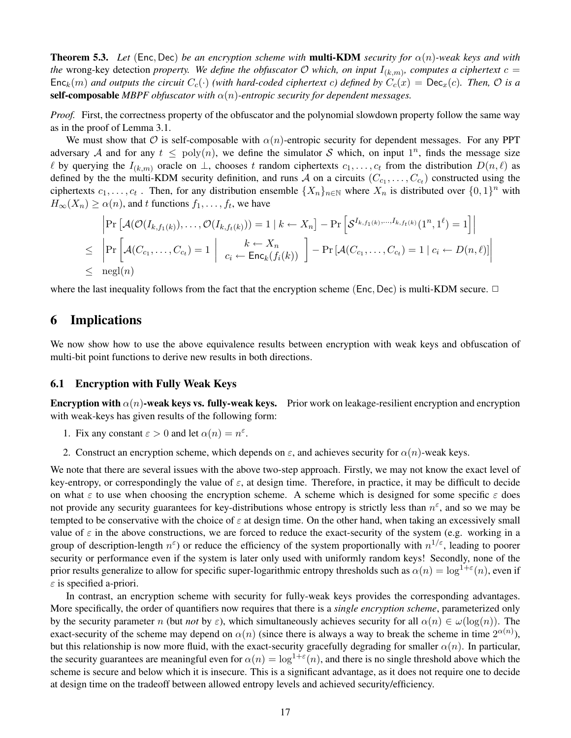**Theorem 5.3.** *Let* $(\mathsf{Enc}, \mathsf{Dec})$ *be an encryption scheme with* **multi-KDM** *security for* $\alpha(n)$*-weak keys and with the* wrong-key detection *property. We define the obfuscator* $\mathcal{O}$ *which, on input* $I_{(k,m)}$*, computes a ciphertext* $c = \mathsf{Enc}_k(m)$ *and outputs the circuit* $C_c(\cdot)$ *(with hard-coded ciphertext* $c$*) defined by* $C_c(x) = \mathsf{Dec}_x(c)$*. Then,* $\mathcal{O}$ *is a* **self-composable** *MBPF obfuscator with* $\alpha(n)$*-entropic security for dependent messages.*

*Proof.* First, the correctness property of the obfuscator and the polynomial slowdown property follow the same way as in the proof of Lemma 3.1.

We must show that $\mathcal{O}$ is self-composable with $\alpha(n)$-entropic security for dependent messages. For any PPT adversary $\mathcal{A}$ and for any $t \leq \mathrm{poly}(n)$, we define the simulator $\mathcal{S}$ which, on input $1^n$, finds the message size $\ell$ by querying the $I_{(k,m)}$ oracle on $\perp$, chooses $t$ random ciphertexts $c_1, \ldots, c_t$ from the distribution $D(n, \ell)$ as defined by the the multi-KDM security definition, and runs $\mathcal{A}$ on a circuits $(C_{c_1}, \ldots, C_{c_t})$ constructed using the ciphertexts $c_1, \ldots, c_t$ . Then, for any distribution ensemble $\{X_n\}_{n \in \mathbb{N}}$ where $X_n$ is distributed over $\{0,1\}^n$ with $H_\infty(X_n) \geq \alpha(n)$, and $t$ functions $f_1, \ldots, f_t$, we have

$$
\begin{aligned}
& \left| \Pr\left[\mathcal{A}(\mathcal{O}(I_{k,f_1(k)}), \ldots, \mathcal{O}(I_{k,f_t(k)})) = 1 \mid k \leftarrow X_n\right] - \Pr\left[\mathcal{S}^{I_{k,f_1(k)}, \ldots, I_{k,f_t(k)}}(1^n, 1^\ell) = 1\right] \right| \\
\leq & \left| \Pr\left[\mathcal{A}(C_{c_1}, \ldots, C_{c_t}) = 1 \;\middle|\; \begin{array}{c} k \leftarrow X_n \\ c_i \leftarrow \mathsf{Enc}_k(f_i(k)) \end{array} \right] - \Pr\left[\mathcal{A}(C_{c_1}, \ldots, C_{c_t}) = 1 \mid c_i \leftarrow D(n, \ell)\right] \right| \\
\leq & \ \mathrm{negl}(n)
\end{aligned}
$$

where the last inequality follows from the fact that the encryption scheme $(\mathsf{Enc}, \mathsf{Dec})$ is multi-KDM secure. □

# 6 Implications

We now show how to use the above equivalence results between encryption with weak keys and obfuscation of multi-bit point functions to derive new results in both directions.

## 6.1 Encryption with Fully Weak Keys

**Encryption with $\alpha(n)$-weak keys vs. fully-weak keys.** Prior work on leakage-resilient encryption and encryption with weak-keys has given results of the following form:

1. Fix any constant $\varepsilon > 0$ and let $\alpha(n) = n^\varepsilon$.
2. Construct an encryption scheme, which depends on $\varepsilon$, and achieves security for $\alpha(n)$-weak keys.

We note that there are several issues with the above two-step approach. Firstly, we may not know the exact level of key-entropy, or correspondingly the value of $\varepsilon$, at design time. Therefore, in practice, it may be difficult to decide on what $\varepsilon$ to use when choosing the encryption scheme. A scheme which is designed for some specific $\varepsilon$ does not provide any security guarantees for key-distributions whose entropy is strictly less than $n^\varepsilon$, and so we may be tempted to be conservative with the choice of $\varepsilon$ at design time. On the other hand, when taking an excessively small value of $\varepsilon$ in the above constructions, we are forced to reduce the exact-security of the system (e.g. working in a group of description-length $n^\varepsilon$) or reduce the efficiency of the system proportionally with $n^{1/\varepsilon}$, leading to poorer security or performance even if the system is later only used with uniformly random keys! Secondly, none of the prior results generalize to allow for specific super-logarithmic entropy thresholds such as $\alpha(n) = \log^{1+\varepsilon}(n)$, even if $\varepsilon$ is specified a-priori.

In contrast, an encryption scheme with security for fully-weak keys provides the corresponding advantages. More specifically, the order of quantifiers now requires that there is a *single encryption scheme*, parameterized only by the security parameter $n$ (but *not* by $\varepsilon$), which simultaneously achieves security for all $\alpha(n) \in \omega(\log(n))$. The exact-security of the scheme may depend on $\alpha(n)$ (since there is always a way to break the scheme in time $2^{\alpha(n)}$), but this relationship is now more fluid, with the exact-security gracefully degrading for smaller $\alpha(n)$. In particular, the security guarantees are meaningful even for $\alpha(n) = \log^{1+\varepsilon}(n)$, and there is no single threshold above which the scheme is secure and below which it is insecure. This is a significant advantage, as it does not require one to decide at design time on the tradeoff between allowed entropy levels and achieved security/efficiency.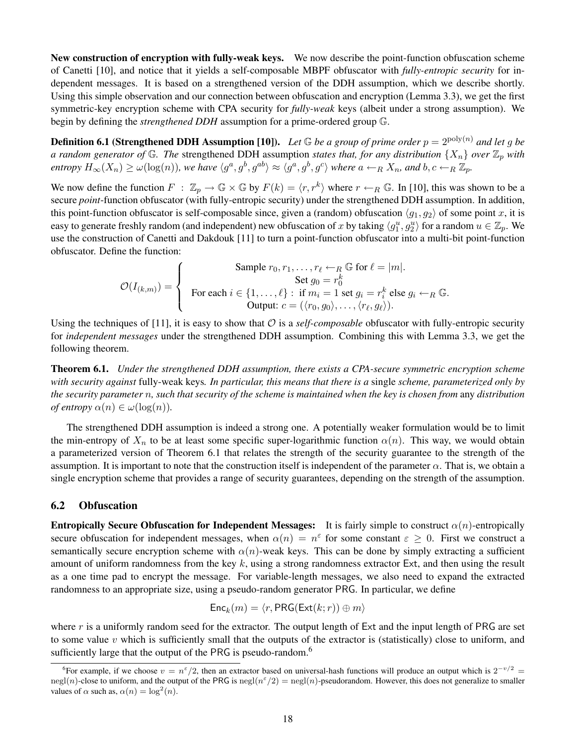**New construction of encryption with fully-weak keys.** We now describe the point-function obfuscation scheme of Canetti [10], and notice that it yields a self-composable MBPF obfuscator with *fully-entropic security* for independent messages. It is based on a strengthened version of the DDH assumption, which we describe shortly. Using this simple observation and our connection between obfuscation and encryption (Lemma 3.3), we get the first symmetric-key encryption scheme with CPA security for *fully-weak* keys (albeit under a strong assumption). We begin by defining the *strengthened DDH* assumption for a prime-ordered group $\mathbb{G}$.

**Definition 6.1 (Strengthened DDH Assumption [10]).** *Let $\mathbb{G}$ be a group of prime order $p = 2^{\mathrm{poly}(n)}$ and let $g$ be a random generator of $\mathbb{G}$. The* strengthened DDH assumption *states that, for any distribution $\{X_n\}$ over $\mathbb{Z}_p$ with entropy $H_\infty(X_n) \geq \omega(\log(n))$, we have $\langle g^a, g^b, g^{ab}\rangle \approx \langle g^a, g^b, g^c\rangle$ where $a \leftarrow_R X_n$, and $b, c \leftarrow_R \mathbb{Z}_p$.*

We now define the function $F : \mathbb{Z}_p \to \mathbb{G} \times \mathbb{G}$ by $F(k) = \langle r, r^k\rangle$ where $r \leftarrow_R \mathbb{G}$. In [10], this was shown to be a secure *point*-function obfuscator (with fully-entropic security) under the strengthened DDH assumption. In addition, this point-function obfuscator is self-composable since, given a (random) obfuscation $\langle g_1, g_2\rangle$ of some point $x$, it is easy to generate freshly random (and independent) new obfuscation of $x$ by taking $\langle g_1^u, g_2^u\rangle$ for a random $u \in \mathbb{Z}_p$. We use the construction of Canetti and Dakdouk [11] to turn a point-function obfuscator into a multi-bit point-function obfuscator. Define the function:

$$\mathcal{O}(I_{(k,m)}) = \begin{cases} \text{Sample } r_0, r_1, \ldots, r_\ell \leftarrow_R \mathbb{G} \text{ for } \ell = |m|. \\ \text{Set } g_0 = r_0^k \\ \text{For each } i \in \{1, \ldots, \ell\} : \text{ if } m_i = 1 \text{ set } g_i = r_i^k \text{ else } g_i \leftarrow_R \mathbb{G}. \\ \text{Output: } c = (\langle r_0, g_0\rangle, \ldots, \langle r_\ell, g_\ell\rangle). \end{cases}$$

Using the techniques of [11], it is easy to show that $\mathcal{O}$ is a *self-composable* obfuscator with fully-entropic security for *independent messages* under the strengthened DDH assumption. Combining this with Lemma 3.3, we get the following theorem.

**Theorem 6.1.** *Under the strengthened DDH assumption, there exists a CPA-secure symmetric encryption scheme with security against* fully-weak keys*. In particular, this means that there is a* single *scheme, parameterized only by the security parameter $n$, such that security of the scheme is maintained when the key is chosen from* any *distribution of entropy $\alpha(n) \in \omega(\log(n))$.*

The strengthened DDH assumption is indeed a strong one. A potentially weaker formulation would be to limit the min-entropy of $X_n$ to be at least some specific super-logarithmic function $\alpha(n)$. This way, we would obtain a parameterized version of Theorem 6.1 that relates the strength of the security guarantee to the strength of the assumption. It is important to note that the construction itself is independent of the parameter $\alpha$. That is, we obtain a single encryption scheme that provides a range of security guarantees, depending on the strength of the assumption.

## 6.2 Obfuscation

**Entropically Secure Obfuscation for Independent Messages:** It is fairly simple to construct $\alpha(n)$-entropically secure obfuscation for independent messages, when $\alpha(n) = n^\varepsilon$ for some constant $\varepsilon \geq 0$. First we construct a semantically secure encryption scheme with $\alpha(n)$-weak keys. This can be done by simply extracting a sufficient amount of uniform randomness from the key $k$, using a strong randomness extractor $\mathsf{Ext}$, and then using the result as a one time pad to encrypt the message. For variable-length messages, we also need to expand the extracted randomness to an appropriate size, using a pseudo-random generator $\mathsf{PRG}$. In particular, we define

$$\mathsf{Enc}_k(m) = \langle r, \mathsf{PRG}(\mathsf{Ext}(k; r)) \oplus m\rangle$$

where $r$ is a uniformly random seed for the extractor. The output length of $\mathsf{Ext}$ and the input length of $\mathsf{PRG}$ are set to some value $v$ which is sufficiently small that the outputs of the extractor is (statistically) close to uniform, and sufficiently large that the output of the $\mathsf{PRG}$ is pseudo-random.[6]

[6] For example, if we choose $v = n^\varepsilon/2$, then an extractor based on universal-hash functions will produce an output which is $2^{-v/2} = \mathrm{negl}(n)$-close to uniform, and the output of the $\mathsf{PRG}$ is $\mathrm{negl}(n^\varepsilon/2) = \mathrm{negl}(n)$-pseudorandom. However, this does not generalize to smaller values of $\alpha$ such as, $\alpha(n) = \log^2(n)$.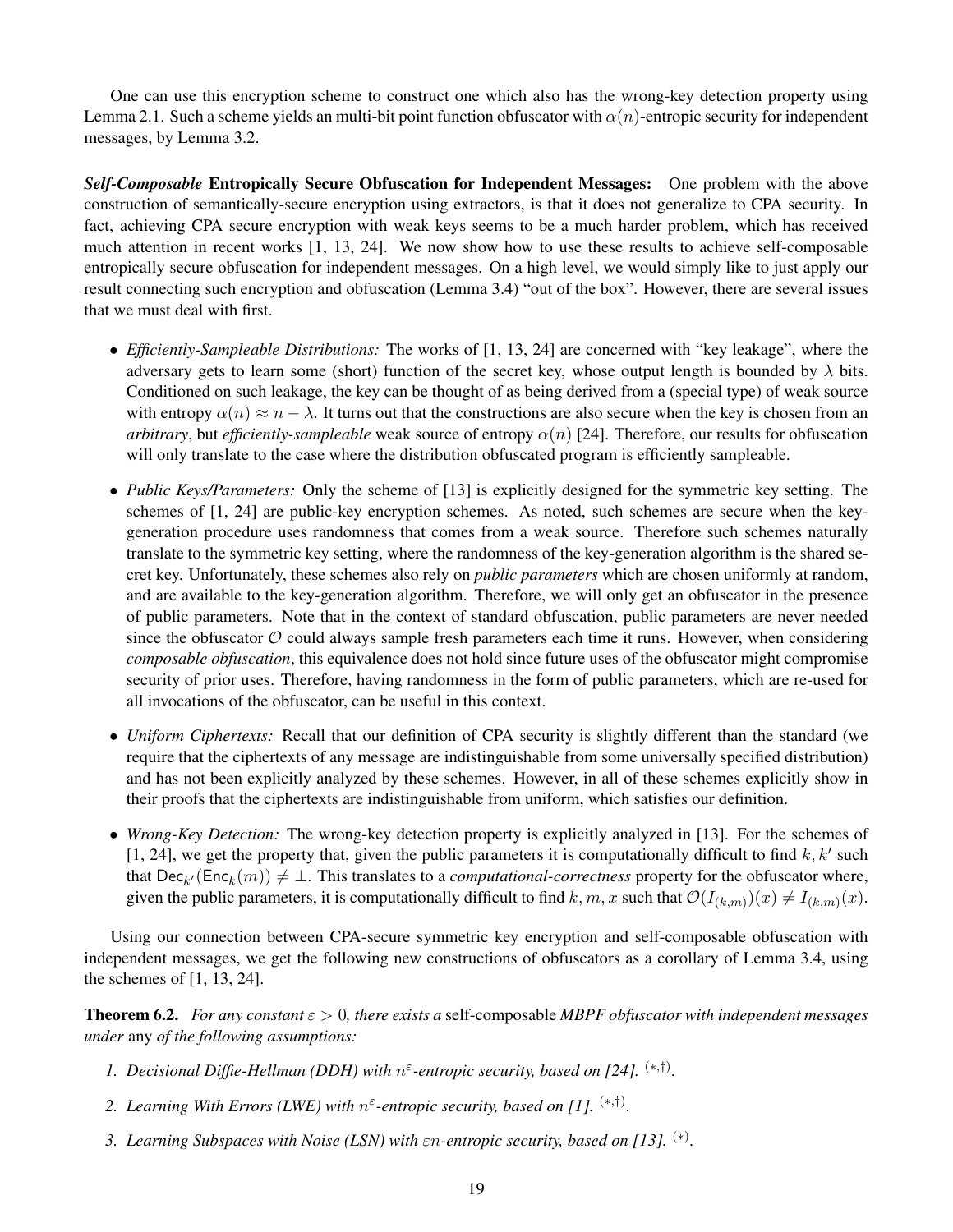One can use this encryption scheme to construct one which also has the wrong-key detection property using Lemma 2.1. Such a scheme yields an multi-bit point function obfuscator with $\alpha(n)$-entropic security for independent messages, by Lemma 3.2.

***Self-Composable* Entropically Secure Obfuscation for Independent Messages:** One problem with the above construction of semantically-secure encryption using extractors, is that it does not generalize to CPA security. In fact, achieving CPA secure encryption with weak keys seems to be a much harder problem, which has received much attention in recent works [1, 13, 24]. We now show how to use these results to achieve self-composable entropically secure obfuscation for independent messages. On a high level, we would simply like to just apply our result connecting such encryption and obfuscation (Lemma 3.4) "out of the box". However, there are several issues that we must deal with first.

- *Efficiently-Sampleable Distributions:* The works of [1, 13, 24] are concerned with "key leakage", where the adversary gets to learn some (short) function of the secret key, whose output length is bounded by $\lambda$ bits. Conditioned on such leakage, the key can be thought of as being derived from a (special type) of weak source with entropy $\alpha(n) \approx n - \lambda$. It turns out that the constructions are also secure when the key is chosen from an *arbitrary*, but *efficiently-sampleable* weak source of entropy $\alpha(n)$ [24]. Therefore, our results for obfuscation will only translate to the case where the distribution obfuscated program is efficiently sampleable.
- *Public Keys/Parameters:* Only the scheme of [13] is explicitly designed for the symmetric key setting. The schemes of [1, 24] are public-key encryption schemes. As noted, such schemes are secure when the key-generation procedure uses randomness that comes from a weak source. Therefore such schemes naturally translate to the symmetric key setting, where the randomness of the key-generation algorithm is the shared secret key. Unfortunately, these schemes also rely on *public parameters* which are chosen uniformly at random, and are available to the key-generation algorithm. Therefore, we will only get an obfuscator in the presence of public parameters. Note that in the context of standard obfuscation, public parameters are never needed since the obfuscator $\mathcal{O}$ could always sample fresh parameters each time it runs. However, when considering *composable obfuscation*, this equivalence does not hold since future uses of the obfuscator might compromise security of prior uses. Therefore, having randomness in the form of public parameters, which are re-used for all invocations of the obfuscator, can be useful in this context.
- *Uniform Ciphertexts:* Recall that our definition of CPA security is slightly different than the standard (we require that the ciphertexts of any message are indistinguishable from some universally specified distribution) and has not been explicitly analyzed by these schemes. However, in all of these schemes explicitly show in their proofs that the ciphertexts are indistinguishable from uniform, which satisfies our definition.
- *Wrong-Key Detection:* The wrong-key detection property is explicitly analyzed in [13]. For the schemes of [1, 24], we get the property that, given the public parameters it is computationally difficult to find $k, k'$ such that $\mathsf{Dec}_{k'}(\mathsf{Enc}_k(m)) \neq \perp$. This translates to a *computational-correctness* property for the obfuscator where, given the public parameters, it is computationally difficult to find $k, m, x$ such that $\mathcal{O}(I_{(k,m)})(x) \neq I_{(k,m)}(x)$.

Using our connection between CPA-secure symmetric key encryption and self-composable obfuscation with independent messages, we get the following new constructions of obfuscators as a corollary of Lemma 3.4, using the schemes of [1, 13, 24].

**Theorem 6.2.** *For any constant $\varepsilon > 0$, there exists a* self-composable *MBPF obfuscator with independent messages under* any *of the following assumptions:*

1. *Decisional Diffie-Hellman (DDH) with $n^{\varepsilon}$-entropic security, based on [24].* $^{(*,\dagger)}$.
2. *Learning With Errors (LWE) with $n^{\varepsilon}$-entropic security, based on [1].* $^{(*,\dagger)}$.
3. *Learning Subspaces with Noise (LSN) with $\varepsilon n$-entropic security, based on [13].* $^{(*)}$.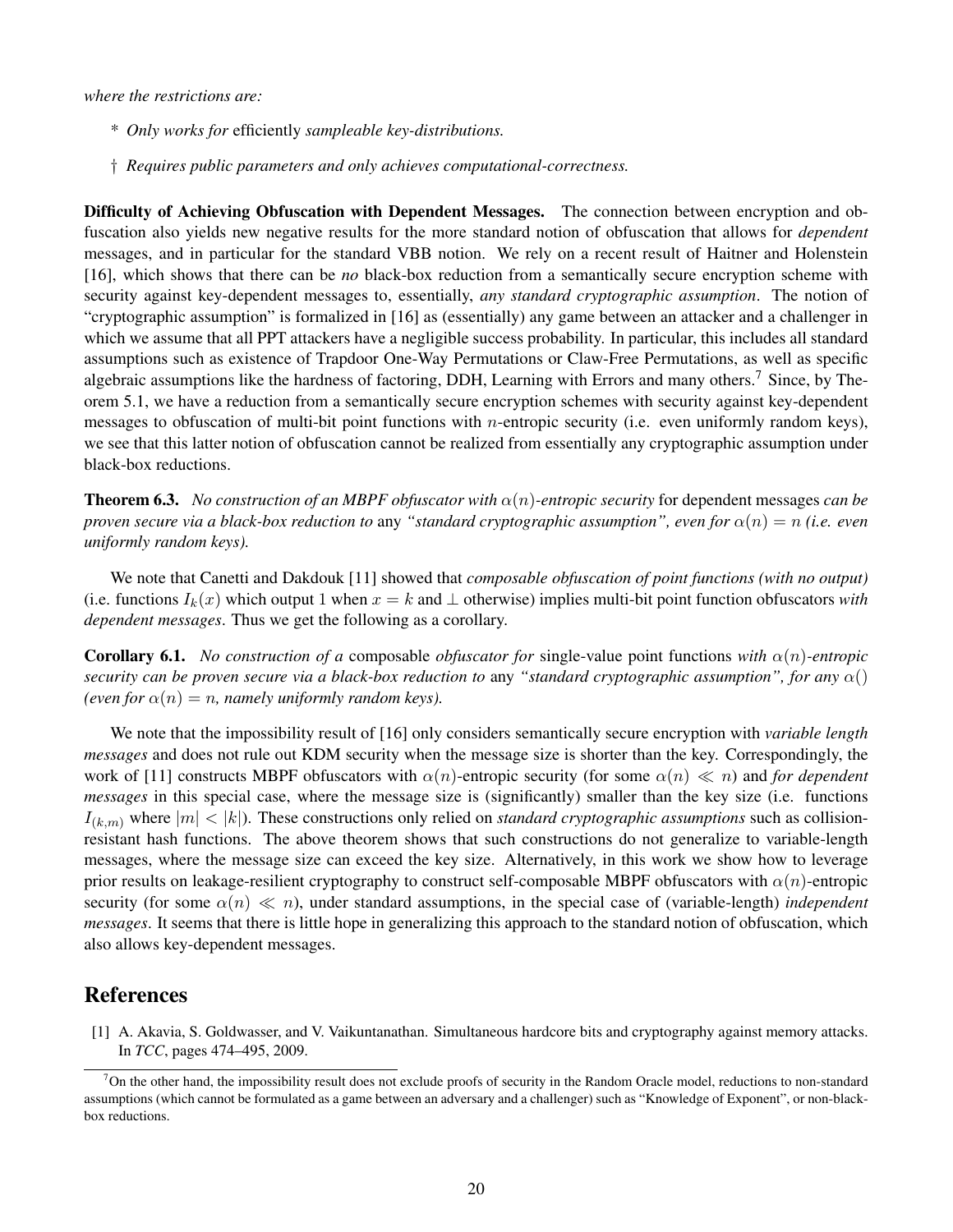*where the restrictions are:*

- \* *Only works for* efficiently *sampleable key-distributions.*
- † *Requires public parameters and only achieves computational-correctness.*

**Difficulty of Achieving Obfuscation with Dependent Messages.** The connection between encryption and obfuscation also yields new negative results for the more standard notion of obfuscation that allows for *dependent* messages, and in particular for the standard VBB notion. We rely on a recent result of Haitner and Holenstein [16], which shows that there can be *no* black-box reduction from a semantically secure encryption scheme with security against key-dependent messages to, essentially, *any standard cryptographic assumption*. The notion of "cryptographic assumption" is formalized in [16] as (essentially) any game between an attacker and a challenger in which we assume that all PPT attackers have a negligible success probability. In particular, this includes all standard assumptions such as existence of Trapdoor One-Way Permutations or Claw-Free Permutations, as well as specific algebraic assumptions like the hardness of factoring, DDH, Learning with Errors and many others.[7] Since, by Theorem 5.1, we have a reduction from a semantically secure encryption schemes with security against key-dependent messages to obfuscation of multi-bit point functions with $n$-entropic security (i.e. even uniformly random keys), we see that this latter notion of obfuscation cannot be realized from essentially any cryptographic assumption under black-box reductions.

**Theorem 6.3.** *No construction of an MBPF obfuscator with $\alpha(n)$-entropic security* for dependent messages *can be proven secure via a black-box reduction to* any *"standard cryptographic assumption", even for $\alpha(n) = n$ (i.e. even uniformly random keys).*

We note that Canetti and Dakdouk [11] showed that *composable obfuscation of point functions (with no output)* (i.e. functions $I_k(x)$ which output 1 when $x = k$ and $\perp$ otherwise) implies multi-bit point function obfuscators *with dependent messages*. Thus we get the following as a corollary.

**Corollary 6.1.** *No construction of a* composable *obfuscator for* single-value point functions *with $\alpha(n)$-entropic security can be proven secure via a black-box reduction to* any *"standard cryptographic assumption", for any $\alpha()$ (even for $\alpha(n) = n$, namely uniformly random keys).*

We note that the impossibility result of [16] only considers semantically secure encryption with *variable length messages* and does not rule out KDM security when the message size is shorter than the key. Correspondingly, the work of [11] constructs MBPF obfuscators with $\alpha(n)$-entropic security (for some $\alpha(n) \ll n$) and *for dependent messages* in this special case, where the message size is (significantly) smaller than the key size (i.e. functions $I_{(k,m)}$ where $|m| < |k|$). These constructions only relied on *standard cryptographic assumptions* such as collision-resistant hash functions. The above theorem shows that such constructions do not generalize to variable-length messages, where the message size can exceed the key size. Alternatively, in this work we show how to leverage prior results on leakage-resilient cryptography to construct self-composable MBPF obfuscators with $\alpha(n)$-entropic security (for some $\alpha(n) \ll n$), under standard assumptions, in the special case of (variable-length) *independent messages*. It seems that there is little hope in generalizing this approach to the standard notion of obfuscation, which also allows key-dependent messages.

## References

[1] A. Akavia, S. Goldwasser, and V. Vaikuntanathan. Simultaneous hardcore bits and cryptography against memory attacks. In *TCC*, pages 474–495, 2009.

[7] On the other hand, the impossibility result does not exclude proofs of security in the Random Oracle model, reductions to non-standard assumptions (which cannot be formulated as a game between an adversary and a challenger) such as "Knowledge of Exponent", or non-black-box reductions.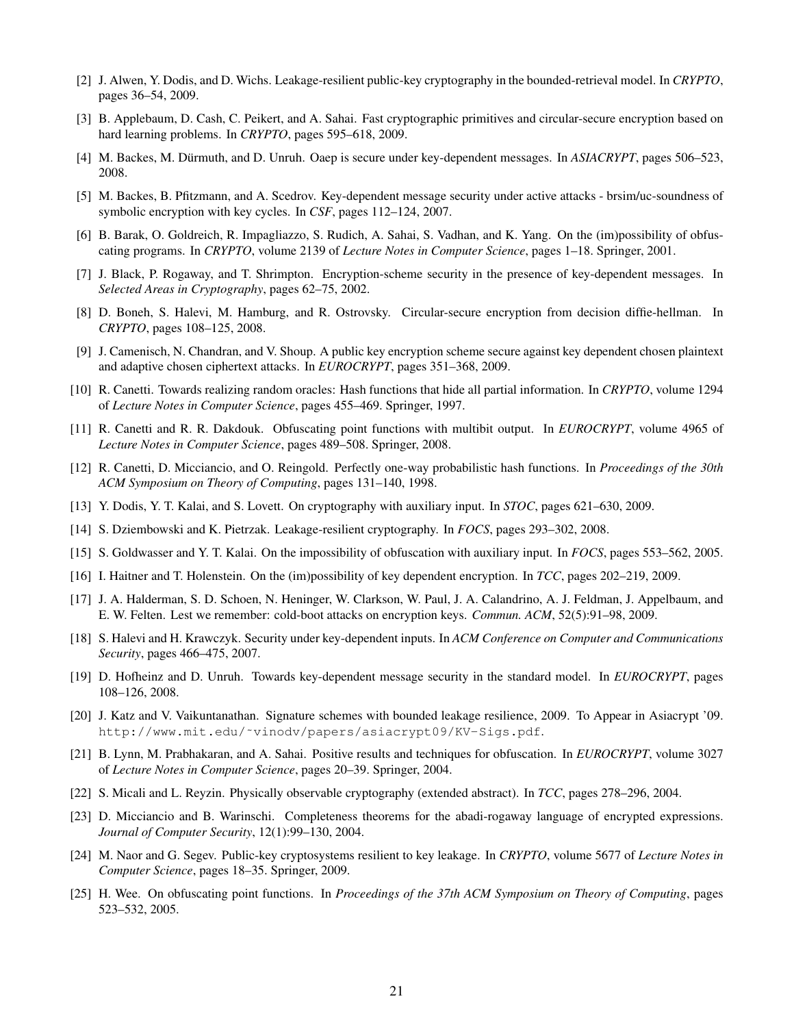[2] J. Alwen, Y. Dodis, and D. Wichs. Leakage-resilient public-key cryptography in the bounded-retrieval model. In *CRYPTO*, pages 36–54, 2009.

[3] B. Applebaum, D. Cash, C. Peikert, and A. Sahai. Fast cryptographic primitives and circular-secure encryption based on hard learning problems. In *CRYPTO*, pages 595–618, 2009.

[4] M. Backes, M. Dürmuth, and D. Unruh. Oaep is secure under key-dependent messages. In *ASIACRYPT*, pages 506–523, 2008.

[5] M. Backes, B. Pfitzmann, and A. Scedrov. Key-dependent message security under active attacks - brsim/uc-soundness of symbolic encryption with key cycles. In *CSF*, pages 112–124, 2007.

[6] B. Barak, O. Goldreich, R. Impagliazzo, S. Rudich, A. Sahai, S. Vadhan, and K. Yang. On the (im)possibility of obfuscating programs. In *CRYPTO*, volume 2139 of *Lecture Notes in Computer Science*, pages 1–18. Springer, 2001.

[7] J. Black, P. Rogaway, and T. Shrimpton. Encryption-scheme security in the presence of key-dependent messages. In *Selected Areas in Cryptography*, pages 62–75, 2002.

[8] D. Boneh, S. Halevi, M. Hamburg, and R. Ostrovsky. Circular-secure encryption from decision diffie-hellman. In *CRYPTO*, pages 108–125, 2008.

[9] J. Camenisch, N. Chandran, and V. Shoup. A public key encryption scheme secure against key dependent chosen plaintext and adaptive chosen ciphertext attacks. In *EUROCRYPT*, pages 351–368, 2009.

[10] R. Canetti. Towards realizing random oracles: Hash functions that hide all partial information. In *CRYPTO*, volume 1294 of *Lecture Notes in Computer Science*, pages 455–469. Springer, 1997.

[11] R. Canetti and R. R. Dakdouk. Obfuscating point functions with multibit output. In *EUROCRYPT*, volume 4965 of *Lecture Notes in Computer Science*, pages 489–508. Springer, 2008.

[12] R. Canetti, D. Micciancio, and O. Reingold. Perfectly one-way probabilistic hash functions. In *Proceedings of the 30th ACM Symposium on Theory of Computing*, pages 131–140, 1998.

[13] Y. Dodis, Y. T. Kalai, and S. Lovett. On cryptography with auxiliary input. In *STOC*, pages 621–630, 2009.

[14] S. Dziembowski and K. Pietrzak. Leakage-resilient cryptography. In *FOCS*, pages 293–302, 2008.

[15] S. Goldwasser and Y. T. Kalai. On the impossibility of obfuscation with auxiliary input. In *FOCS*, pages 553–562, 2005.

[16] I. Haitner and T. Holenstein. On the (im)possibility of key dependent encryption. In *TCC*, pages 202–219, 2009.

[17] J. A. Halderman, S. D. Schoen, N. Heninger, W. Clarkson, W. Paul, J. A. Calandrino, A. J. Feldman, J. Appelbaum, and E. W. Felten. Lest we remember: cold-boot attacks on encryption keys. *Commun. ACM*, 52(5):91–98, 2009.

[18] S. Halevi and H. Krawczyk. Security under key-dependent inputs. In *ACM Conference on Computer and Communications Security*, pages 466–475, 2007.

[19] D. Hofheinz and D. Unruh. Towards key-dependent message security in the standard model. In *EUROCRYPT*, pages 108–126, 2008.

[20] J. Katz and V. Vaikuntanathan. Signature schemes with bounded leakage resilience, 2009. To Appear in Asiacrypt '09. http://www.mit.edu/~vinodv/papers/asiacrypt09/KV-Sigs.pdf.

[21] B. Lynn, M. Prabhakaran, and A. Sahai. Positive results and techniques for obfuscation. In *EUROCRYPT*, volume 3027 of *Lecture Notes in Computer Science*, pages 20–39. Springer, 2004.

[22] S. Micali and L. Reyzin. Physically observable cryptography (extended abstract). In *TCC*, pages 278–296, 2004.

[23] D. Micciancio and B. Warinschi. Completeness theorems for the abadi-rogaway language of encrypted expressions. *Journal of Computer Security*, 12(1):99–130, 2004.

[24] M. Naor and G. Segev. Public-key cryptosystems resilient to key leakage. In *CRYPTO*, volume 5677 of *Lecture Notes in Computer Science*, pages 18–35. Springer, 2009.

[25] H. Wee. On obfuscating point functions. In *Proceedings of the 37th ACM Symposium on Theory of Computing*, pages 523–532, 2005.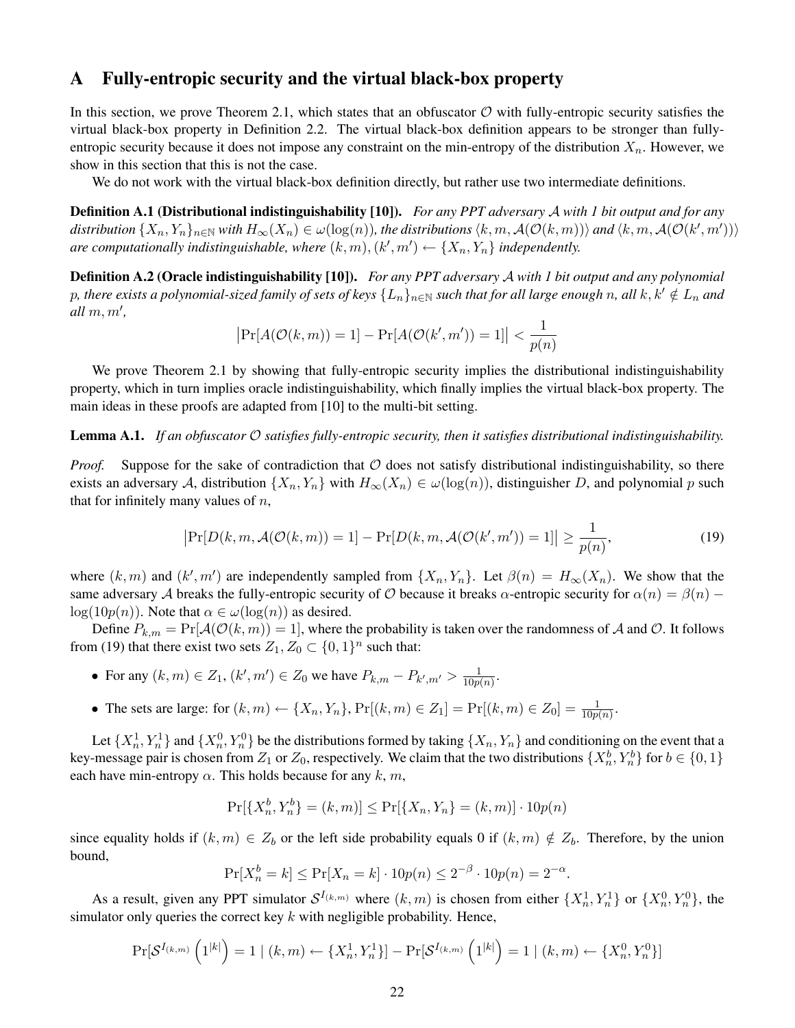## A Fully-entropic security and the virtual black-box property

In this section, we prove Theorem 2.1, which states that an obfuscator $\mathcal{O}$ with fully-entropic security satisfies the virtual black-box property in Definition 2.2. The virtual black-box definition appears to be stronger than fully-entropic security because it does not impose any constraint on the min-entropy of the distribution $X_n$. However, we show in this section that this is not the case.

We do not work with the virtual black-box definition directly, but rather use two intermediate definitions.

**Definition A.1 (Distributional indistinguishability [10]).** *For any PPT adversary $\mathcal{A}$ with 1 bit output and for any distribution $\{X_n, Y_n\}_{n\in\mathbb{N}}$ with $H_\infty(X_n) \in \omega(\log(n))$, the distributions $\langle k, m, \mathcal{A}(\mathcal{O}(k, m))\rangle$ and $\langle k, m, \mathcal{A}(\mathcal{O}(k', m'))\rangle$ are computationally indistinguishable, where $(k, m), (k', m') \leftarrow \{X_n, Y_n\}$ independently.*

**Definition A.2 (Oracle indistinguishability [10]).** *For any PPT adversary $\mathcal{A}$ with 1 bit output and any polynomial $p$, there exists a polynomial-sized family of sets of keys $\{L_n\}_{n\in\mathbb{N}}$ such that for all large enough $n$, all $k, k' \notin L_n$ and all $m, m'$,*

$$\left|\Pr[A(\mathcal{O}(k, m)) = 1] - \Pr[A(\mathcal{O}(k', m')) = 1]\right| < \frac{1}{p(n)}$$

We prove Theorem 2.1 by showing that fully-entropic security implies the distributional indistinguishability property, which in turn implies oracle indistinguishability, which finally implies the virtual black-box property. The main ideas in these proofs are adapted from [10] to the multi-bit setting.

**Lemma A.1.** *If an obfuscator $\mathcal{O}$ satisfies fully-entropic security, then it satisfies distributional indistinguishability.*

*Proof.* Suppose for the sake of contradiction that $\mathcal{O}$ does not satisfy distributional indistinguishability, so there exists an adversary $\mathcal{A}$, distribution $\{X_n, Y_n\}$ with $H_\infty(X_n) \in \omega(\log(n))$, distinguisher $D$, and polynomial $p$ such that for infinitely many values of $n$,

$$\left|\Pr[D(k, m, \mathcal{A}(\mathcal{O}(k, m)) = 1] - \Pr[D(k, m, \mathcal{A}(\mathcal{O}(k', m')) = 1]\right| \geq \frac{1}{p(n)}, \tag{19}$$

where $(k, m)$ and $(k', m')$ are independently sampled from $\{X_n, Y_n\}$. Let $\beta(n) = H_\infty(X_n)$. We show that the same adversary $\mathcal{A}$ breaks the fully-entropic security of $\mathcal{O}$ because it breaks $\alpha$-entropic security for $\alpha(n) = \beta(n) - \log(10p(n))$. Note that $\alpha \in \omega(\log(n))$ as desired.

Define $P_{k,m} = \Pr[\mathcal{A}(\mathcal{O}(k, m)) = 1]$, where the probability is taken over the randomness of $\mathcal{A}$ and $\mathcal{O}$. It follows from (19) that there exist two sets $Z_1, Z_0 \subset \{0, 1\}^n$ such that:

- For any $(k, m) \in Z_1$, $(k', m') \in Z_0$ we have $P_{k,m} - P_{k',m'} > \frac{1}{10p(n)}$.
- The sets are large: for $(k, m) \leftarrow \{X_n, Y_n\}$, $\Pr[(k, m) \in Z_1] = \Pr[(k, m) \in Z_0] = \frac{1}{10p(n)}$.

Let $\{X_n^1, Y_n^1\}$ and $\{X_n^0, Y_n^0\}$ be the distributions formed by taking $\{X_n, Y_n\}$ and conditioning on the event that a key-message pair is chosen from $Z_1$ or $Z_0$, respectively. We claim that the two distributions $\{X_n^b, Y_n^b\}$ for $b \in \{0, 1\}$ each have min-entropy $\alpha$. This holds because for any $k$, $m$,

$$\Pr[\{X_n^b, Y_n^b\} = (k, m)] \leq \Pr[\{X_n, Y_n\} = (k, m)] \cdot 10p(n)$$

since equality holds if $(k, m) \in Z_b$ or the left side probability equals 0 if $(k, m) \notin Z_b$. Therefore, by the union bound,

$$\Pr[X_n^b = k] \leq \Pr[X_n = k] \cdot 10p(n) \leq 2^{-\beta} \cdot 10p(n) = 2^{-\alpha}.$$

As a result, given any PPT simulator $\mathcal{S}^{I_{(k,m)}}$ where $(k, m)$ is chosen from either $\{X_n^1, Y_n^1\}$ or $\{X_n^0, Y_n^0\}$, the simulator only queries the correct key $k$ with negligible probability. Hence,

$$\Pr[\mathcal{S}^{I_{(k,m)}}\left(1^{|k|}\right) = 1 \mid (k, m) \leftarrow \{X_n^1, Y_n^1\}] - \Pr[\mathcal{S}^{I_{(k,m)}}\left(1^{|k|}\right) = 1 \mid (k, m) \leftarrow \{X_n^0, Y_n^0\}]$$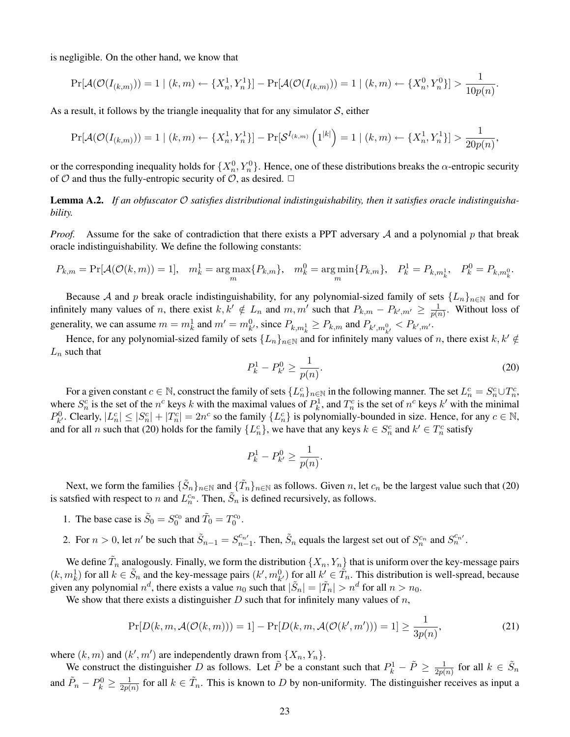is negligible. On the other hand, we know that

$$\Pr[\mathcal{A}(\mathcal{O}(I_{(k,m)})) = 1 \mid (k,m) \leftarrow \{X_n^1, Y_n^1\}] - \Pr[\mathcal{A}(\mathcal{O}(I_{(k,m)})) = 1 \mid (k,m) \leftarrow \{X_n^0, Y_n^0\}] > \frac{1}{10p(n)}.$$

As a result, it follows by the triangle inequality that for any simulator $\mathcal{S}$, either

$$\Pr[\mathcal{A}(\mathcal{O}(I_{(k,m)})) = 1 \mid (k,m) \leftarrow \{X_n^1, Y_n^1\}] - \Pr[\mathcal{S}^{I_{(k,m)}}\left(1^{|k|}\right) = 1 \mid (k,m) \leftarrow \{X_n^1, Y_n^1\}] > \frac{1}{20p(n)},$$

or the corresponding inequality holds for $\{X_n^0, Y_n^0\}$. Hence, one of these distributions breaks the $\alpha$-entropic security of $\mathcal{O}$ and thus the fully-entropic security of $\mathcal{O}$, as desired. □

**Lemma A.2.** *If an obfuscator $\mathcal{O}$ satisfies distributional indistinguishability, then it satisfies oracle indistinguishability.*

*Proof.* Assume for the sake of contradiction that there exists a PPT adversary $\mathcal{A}$ and a polynomial $p$ that break oracle indistinguishability. We define the following constants:

$$P_{k,m} = \Pr[\mathcal{A}(\mathcal{O}(k,m)) = 1], \quad m_k^1 = \arg\max_m\{P_{k,m}\}, \quad m_k^0 = \arg\min_m\{P_{k,m}\}, \quad P_k^1 = P_{k,m_k^1}, \quad P_k^0 = P_{k,m_k^0}.$$

Because $\mathcal{A}$ and $p$ break oracle indistinguishability, for any polynomial-sized family of sets $\{L_n\}_{n\in\mathbb{N}}$ and for infinitely many values of $n$, there exist $k, k' \notin L_n$ and $m, m'$ such that $P_{k,m} - P_{k',m'} \geq \frac{1}{p(n)}$. Without loss of generality, we can assume $m = m_k^1$ and $m' = m_{k'}^0$, since $P_{k,m_k^1} \geq P_{k,m}$ and $P_{k',m_{k'}^0} < P_{k',m'}$.

Hence, for any polynomial-sized family of sets $\{L_n\}_{n\in\mathbb{N}}$ and for infinitely many values of $n$, there exist $k, k' \notin L_n$ such that

$$P_k^1 - P_{k'}^0 \geq \frac{1}{p(n)}. \tag{20}$$

For a given constant $c \in \mathbb{N}$, construct the family of sets $\{L_n^c\}_{n\in\mathbb{N}}$ in the following manner. The set $L_n^c = S_n^c \cup T_n^c$, where $S_n^c$ is the set of the $n^c$ keys $k$ with the maximal values of $P_k^1$, and $T_n^c$ is the set of $n^c$ keys $k'$ with the minimal $P_{k'}^0$. Clearly, $|L_n^c| \leq |S_n^c| + |T_n^c| = 2n^c$ so the family $\{L_n^c\}$ is polynomially-bounded in size. Hence, for any $c \in \mathbb{N}$, and for all $n$ such that (20) holds for the family $\{L_n^c\}$, we have that any keys $k \in S_n^c$ and $k' \in T_n^c$ satisfy

$$P_k^1 - P_{k'}^0 \geq \frac{1}{p(n)}.$$

Next, we form the families $\{\tilde{S}_n\}_{n\in\mathbb{N}}$ and $\{\tilde{T}_n\}_{n\in\mathbb{N}}$ as follows. Given $n$, let $c_n$ be the largest value such that (20) is satsfied with respect to $n$ and $L_n^{c_n}$. Then, $\tilde{S}_n$ is defined recursively, as follows.

1. The base case is $\tilde{S}_0 = S_0^{c_0}$ and $\tilde{T}_0 = T_0^{c_0}$.
2. For $n > 0$, let $n'$ be such that $\tilde{S}_{n-1} = S_{n-1}^{c_{n'}}$. Then, $\tilde{S}_n$ equals the largest set out of $S_n^{c_n}$ and $S_n^{c_{n'}}$.

We define $\tilde{T}_n$ analogously. Finally, we form the distribution $\{X_n, Y_n\}$ that is uniform over the key-message pairs $(k, m_k^1)$ for all $k \in \tilde{S}_n$ and the key-message pairs $(k', m_{k'}^0)$ for all $k' \in \tilde{T}_n$. This distribution is well-spread, because given any polynomial $n^d$, there exists a value $n_0$ such that $|\tilde{S}_n| = |\tilde{T}_n| > n^d$ for all $n > n_0$.

We show that there exists a distinguisher $D$ such that for infinitely many values of $n$,

$$\Pr[D(k, m, \mathcal{A}(\mathcal{O}(k,m))) = 1] - \Pr[D(k, m, \mathcal{A}(\mathcal{O}(k', m'))) = 1] \geq \frac{1}{3p(n)}, \tag{21}$$

where $(k,m)$ and $(k',m')$ are independently drawn from $\{X_n, Y_n\}$.

We construct the distinguisher $D$ as follows. Let $\tilde{P}$ be a constant such that $P_k^1 - \tilde{P} \geq \frac{1}{2p(n)}$ for all $k \in \tilde{S}_n$ and $\tilde{P}_n - P_k^0 \geq \frac{1}{2p(n)}$ for all $k \in \tilde{T}_n$. This is known to $D$ by non-uniformity. The distinguisher receives as input a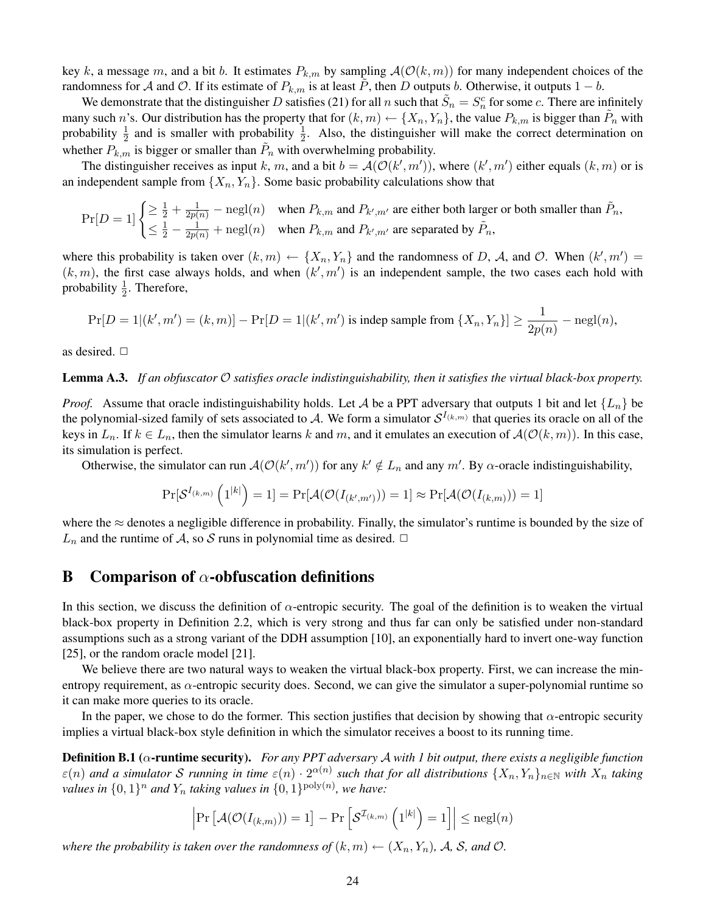key $k$, a message $m$, and a bit $b$. It estimates $P_{k,m}$ by sampling $\mathcal{A}(\mathcal{O}(k,m))$ for many independent choices of the randomness for $\mathcal{A}$ and $\mathcal{O}$. If its estimate of $P_{k,m}$ is at least $\tilde{P}$, then $D$ outputs $b$. Otherwise, it outputs $1-b$.

We demonstrate that the distinguisher $D$ satisfies (21) for all $n$ such that $\tilde{S}_n = S_n^c$ for some $c$. There are infinitely many such $n$'s. Our distribution has the property that for $(k,m) \leftarrow \{X_n, Y_n\}$, the value $P_{k,m}$ is bigger than $\tilde{P}_n$ with probability $\frac{1}{2}$ and is smaller with probability $\frac{1}{2}$. Also, the distinguisher will make the correct determination on whether $P_{k,m}$ is bigger or smaller than $\tilde{P}_n$ with overwhelming probability.

The distinguisher receives as input $k$, $m$, and a bit $b = \mathcal{A}(\mathcal{O}(k', m'))$, where $(k', m')$ either equals $(k,m)$ or is an independent sample from $\{X_n, Y_n\}$. Some basic probability calculations show that

$$\Pr[D=1] \begin{cases} \geq \frac{1}{2} + \frac{1}{2p(n)} - \mathrm{negl}(n) & \text{when } P_{k,m} \text{ and } P_{k',m'} \text{ are either both larger or both smaller than } \tilde{P}_n, \\ \leq \frac{1}{2} - \frac{1}{2p(n)} + \mathrm{negl}(n) & \text{when } P_{k,m} \text{ and } P_{k',m'} \text{ are separated by } \tilde{P}_n, \end{cases}$$

where this probability is taken over $(k,m) \leftarrow \{X_n, Y_n\}$ and the randomness of $D$, $\mathcal{A}$, and $\mathcal{O}$. When $(k', m') = (k,m)$, the first case always holds, and when $(k', m')$ is an independent sample, the two cases each hold with probability $\frac{1}{2}$. Therefore,

$$\Pr[D=1 | (k',m') = (k,m)] - \Pr[D = 1 | (k', m') \text{ is indep sample from } \{X_n, Y_n\}] \geq \frac{1}{2p(n)} - \mathrm{negl}(n),$$

as desired. □

**Lemma A.3.** *If an obfuscator $\mathcal{O}$ satisfies oracle indistinguishability, then it satisfies the virtual black-box property.*

*Proof.* Assume that oracle indistinguishability holds. Let $\mathcal{A}$ be a PPT adversary that outputs 1 bit and let $\{L_n\}$ be the polynomial-sized family of sets associated to $\mathcal{A}$. We form a simulator $\mathcal{S}^{I_{(k,m)}}$ that queries its oracle on all of the keys in $L_n$. If $k \in L_n$, then the simulator learns $k$ and $m$, and it emulates an execution of $\mathcal{A}(\mathcal{O}(k,m))$. In this case, its simulation is perfect.

Otherwise, the simulator can run $\mathcal{A}(\mathcal{O}(k', m'))$ for any $k' \notin L_n$ and any $m'$. By $\alpha$-oracle indistinguishability,

$$\Pr[\mathcal{S}^{I_{(k,m)}}\left(1^{|k|}\right) = 1] = \Pr[\mathcal{A}(\mathcal{O}(I_{(k',m')})) = 1] \approx \Pr[\mathcal{A}(\mathcal{O}(I_{(k,m)})) = 1]$$

where the $\approx$ denotes a negligible difference in probability. Finally, the simulator's runtime is bounded by the size of $L_n$ and the runtime of $\mathcal{A}$, so $\mathcal{S}$ runs in polynomial time as desired. □

# B Comparison of $\alpha$-obfuscation definitions

In this section, we discuss the definition of $\alpha$-entropic security. The goal of the definition is to weaken the virtual black-box property in Definition 2.2, which is very strong and thus far can only be satisfied under non-standard assumptions such as a strong variant of the DDH assumption [10], an exponentially hard to invert one-way function [25], or the random oracle model [21].

We believe there are two natural ways to weaken the virtual black-box property. First, we can increase the min-entropy requirement, as $\alpha$-entropic security does. Second, we can give the simulator a super-polynomial runtime so it can make more queries to its oracle.

In the paper, we chose to do the former. This section justifies that decision by showing that $\alpha$-entropic security implies a virtual black-box style definition in which the simulator receives a boost to its running time.

**Definition B.1** (**$\alpha$-runtime security**). *For any PPT adversary $\mathcal{A}$ with 1 bit output, there exists a negligible function $\varepsilon(n)$ and a simulator $\mathcal{S}$ running in time $\varepsilon(n) \cdot 2^{\alpha(n)}$ such that for all distributions $\{X_n, Y_n\}_{n \in \mathbb{N}}$ with $X_n$ taking values in $\{0,1\}^n$ and $Y_n$ taking values in $\{0,1\}^{\mathrm{poly}(n)}$, we have:*

$$\left| \Pr\left[\mathcal{A}(\mathcal{O}(I_{(k,m)})) = 1\right] - \Pr\left[\mathcal{S}^{\mathcal{I}_{(k,m)}}\left(1^{|k|}\right) = 1\right] \right| \leq \mathrm{negl}(n)$$

*where the probability is taken over the randomness of $(k,m) \leftarrow (X_n, Y_n)$, $\mathcal{A}$, $\mathcal{S}$, and $\mathcal{O}$.*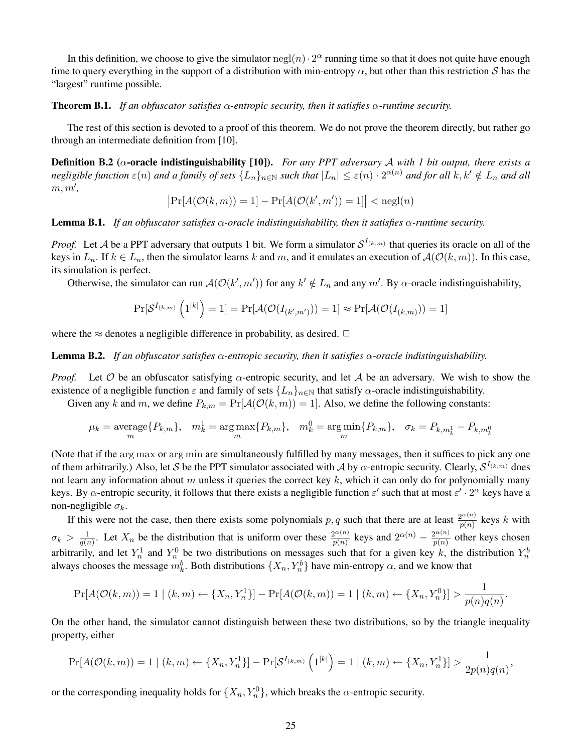In this definition, we choose to give the simulator $\text{negl}(n) \cdot 2^{\alpha}$ running time so that it does not quite have enough time to query everything in the support of a distribution with min-entropy $\alpha$, but other than this restriction $\mathcal{S}$ has the "largest" runtime possible.

**Theorem B.1.** *If an obfuscator satisfies $\alpha$-entropic security, then it satisfies $\alpha$-runtime security.*

The rest of this section is devoted to a proof of this theorem. We do not prove the theorem directly, but rather go through an intermediate definition from [10].

**Definition B.2** (**$\alpha$-oracle indistinguishability [10]**)**.** *For any PPT adversary $\mathcal{A}$ with 1 bit output, there exists a negligible function $\varepsilon(n)$ and a family of sets $\{L_n\}_{n\in\mathbb{N}}$ such that $|L_n| \leq \varepsilon(n) \cdot 2^{\alpha(n)}$ and for all $k, k' \notin L_n$ and all $m, m'$,*

$$\left|\Pr[A(\mathcal{O}(k,m)) = 1] - \Pr[A(\mathcal{O}(k',m')) = 1]\right| < \text{negl}(n)$$

**Lemma B.1.** *If an obfuscator satisfies $\alpha$-oracle indistinguishability, then it satisfies $\alpha$-runtime security.*

*Proof.* Let $\mathcal{A}$ be a PPT adversary that outputs 1 bit. We form a simulator $\mathcal{S}^{I_{(k,m)}}$ that queries its oracle on all of the keys in $L_n$. If $k \in L_n$, then the simulator learns $k$ and $m$, and it emulates an execution of $\mathcal{A}(\mathcal{O}(k,m))$. In this case, its simulation is perfect.

Otherwise, the simulator can run $\mathcal{A}(\mathcal{O}(k',m'))$ for any $k' \notin L_n$ and any $m'$. By $\alpha$-oracle indistinguishability,

$$\Pr[\mathcal{S}^{I_{(k,m)}}\left(1^{|k|}\right) = 1] = \Pr[\mathcal{A}(\mathcal{O}(I_{(k',m')})) = 1] \approx \Pr[\mathcal{A}(\mathcal{O}(I_{(k,m)})) = 1]$$

where the $\approx$ denotes a negligible difference in probability, as desired. $\square$

**Lemma B.2.** *If an obfuscator satisfies $\alpha$-entropic security, then it satisfies $\alpha$-oracle indistinguishability.*

*Proof.* Let $\mathcal{O}$ be an obfuscator satisfying $\alpha$-entropic security, and let $\mathcal{A}$ be an adversary. We wish to show the existence of a negligible function $\varepsilon$ and family of sets $\{L_n\}_{n\in\mathbb{N}}$ that satisfy $\alpha$-oracle indistinguishability.

Given any $k$ and $m$, we define $P_{k,m} = \Pr[\mathcal{A}(\mathcal{O}(k,m)) = 1]$. Also, we define the following constants:

$$\mu_k = \operatorname*{average}_{m}\{P_{k,m}\}, \quad m_k^1 = \arg\max_{m}\{P_{k,m}\}, \quad m_k^0 = \arg\min_{m}\{P_{k,m}\}, \quad \sigma_k = P_{k,m_k^1} - P_{k,m_k^0}$$

(Note that if the $\arg\max$ or $\arg\min$ are simultaneously fulfilled by many messages, then it suffices to pick any one of them arbitrarily.) Also, let $\mathcal{S}$ be the PPT simulator associated with $\mathcal{A}$ by $\alpha$-entropic security. Clearly, $\mathcal{S}^{I_{(k,m)}}$ does not learn any information about $m$ unless it queries the correct key $k$, which it can only do for polynomially many keys. By $\alpha$-entropic security, it follows that there exists a negligible function $\varepsilon'$ such that at most $\varepsilon' \cdot 2^{\alpha}$ keys have a non-negligible $\sigma_k$.

If this were not the case, then there exists some polynomials $p, q$ such that there are at least $\frac{2^{\alpha(n)}}{p(n)}$ keys $k$ with $\sigma_k > \frac{1}{q(n)}$. Let $X_n$ be the distribution that is uniform over these $\frac{2^{\alpha(n)}}{p(n)}$ keys and $2^{\alpha(n)} - \frac{2^{\alpha(n)}}{p(n)}$ other keys chosen arbitrarily, and let $Y_n^1$ and $Y_n^0$ be two distributions on messages such that for a given key $k$, the distribution $Y_n^b$ always chooses the message $m_k^b$. Both distributions $\{X_n, Y_n^b\}$ have min-entropy $\alpha$, and we know that

$$\Pr[A(\mathcal{O}(k,m)) = 1 \mid (k,m) \leftarrow \{X_n, Y_n^1\}] - \Pr[A(\mathcal{O}(k,m)) = 1 \mid (k,m) \leftarrow \{X_n, Y_n^0\}] > \frac{1}{p(n)q(n)}.$$

On the other hand, the simulator cannot distinguish between these two distributions, so by the triangle inequality property, either

$$\Pr[A(\mathcal{O}(k,m)) = 1 \mid (k,m) \leftarrow \{X_n, Y_n^1\}] - \Pr[\mathcal{S}^{I_{(k,m)}}\left(1^{|k|}\right) = 1 \mid (k,m) \leftarrow \{X_n, Y_n^1\}] > \frac{1}{2p(n)q(n)},$$

or the corresponding inequality holds for $\{X_n, Y_n^0\}$, which breaks the $\alpha$-entropic security.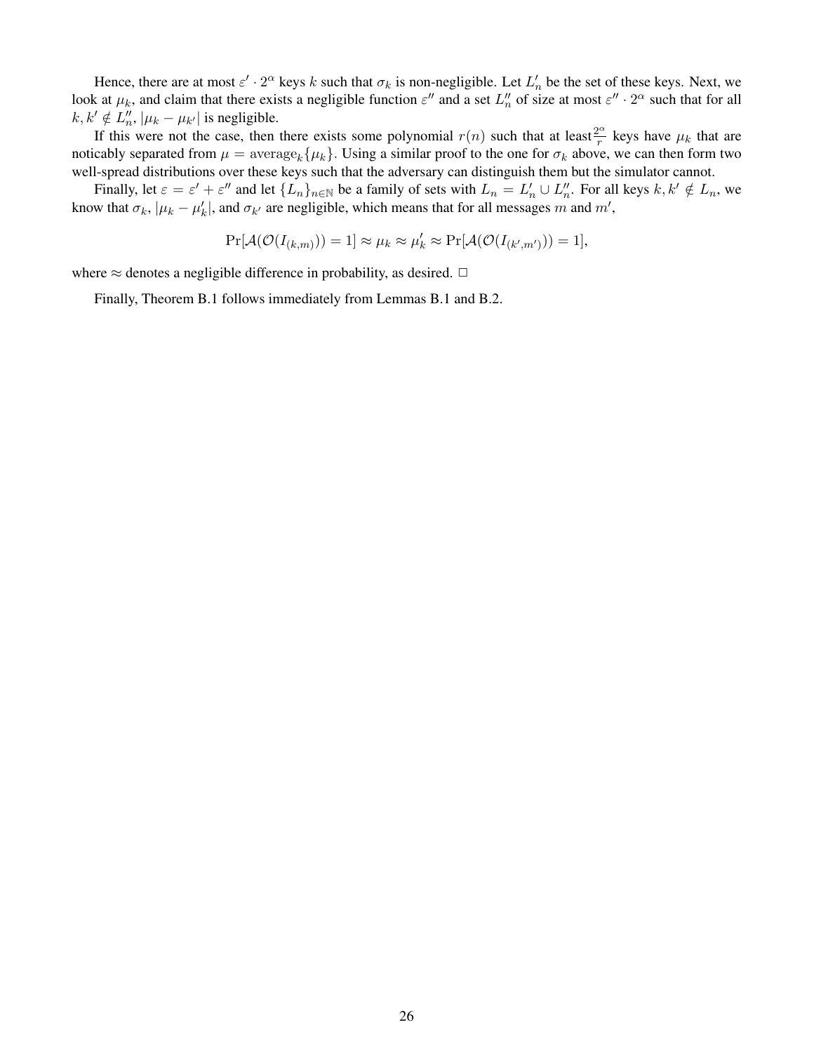Hence, there are at most $\varepsilon' \cdot 2^\alpha$ keys $k$ such that $\sigma_k$ is non-negligible. Let $L'_n$ be the set of these keys. Next, we look at $\mu_k$, and claim that there exists a negligible function $\varepsilon''$ and a set $L''_n$ of size at most $\varepsilon'' \cdot 2^\alpha$ such that for all $k, k' \notin L''_n$, $|\mu_k - \mu_{k'}|$ is negligible.

If this were not the case, then there exists some polynomial $r(n)$ such that at least$\frac{2^\alpha}{r}$ keys have $\mu_k$ that are noticably separated from $\mu = \text{average}_k\{\mu_k\}$. Using a similar proof to the one for $\sigma_k$ above, we can then form two well-spread distributions over these keys such that the adversary can distinguish them but the simulator cannot.

Finally, let $\varepsilon = \varepsilon' + \varepsilon''$ and let $\{L_n\}_{n \in \mathbb{N}}$ be a family of sets with $L_n = L'_n \cup L''_n$. For all keys $k, k' \notin L_n$, we know that $\sigma_k$, $|\mu_k - \mu'_k|$, and $\sigma_{k'}$ are negligible, which means that for all messages $m$ and $m'$,

$$\Pr[\mathcal{A}(\mathcal{O}(I_{(k,m)})) = 1] \approx \mu_k \approx \mu'_k \approx \Pr[\mathcal{A}(\mathcal{O}(I_{(k',m')})) = 1],$$

where $\approx$ denotes a negligible difference in probability, as desired. $\Box$

Finally, Theorem B.1 follows immediately from Lemmas B.1 and B.2.